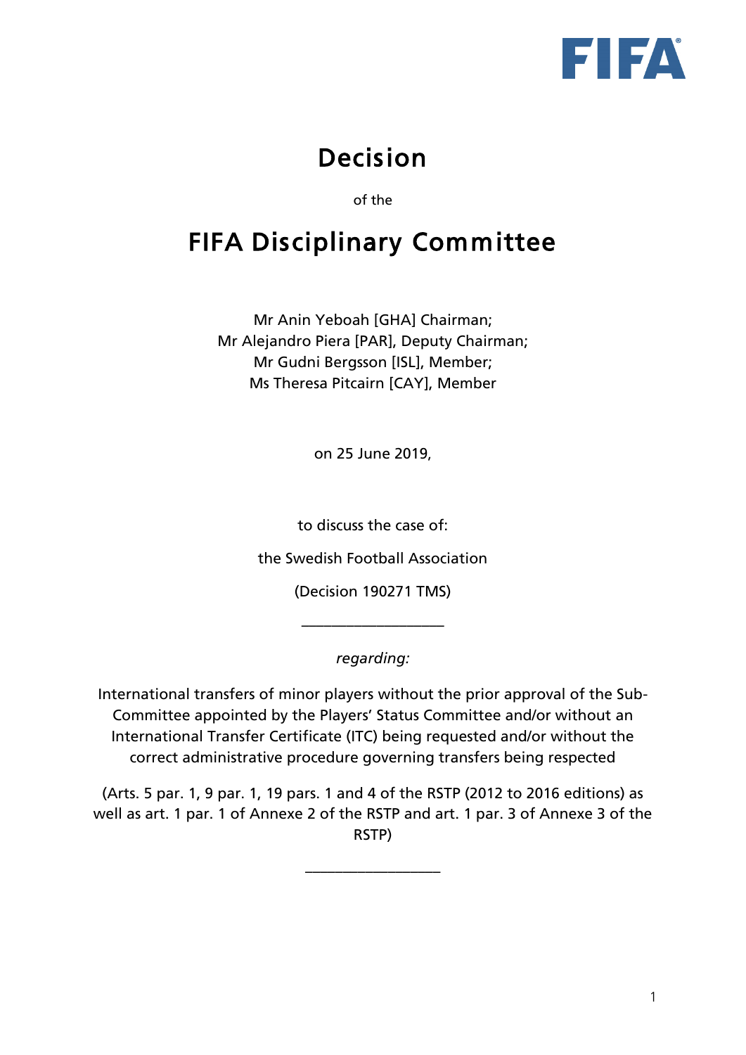# Decision

of the

# FIFA Disciplinary Committee

Mr Anin Yeboah [GHA] Chairman;
Mr Alejandro Piera [PAR], Deputy Chairman;
Mr Gudni Bergsson [ISL], Member;
Ms Theresa Pitcairn [CAY], Member

on 25 June 2019,

to discuss the case of:

the Swedish Football Association

(Decision 190271 TMS)

___________________

*regarding:*

International transfers of minor players without the prior approval of the Sub-Committee appointed by the Players' Status Committee and/or without an International Transfer Certificate (ITC) being requested and/or without the correct administrative procedure governing transfers being respected

(Arts. 5 par. 1, 9 par. 1, 19 pars. 1 and 4 of the RSTP (2012 to 2016 editions) as well as art. 1 par. 1 of Annexe 2 of the RSTP and art. 1 par. 3 of Annexe 3 of the RSTP)

___________________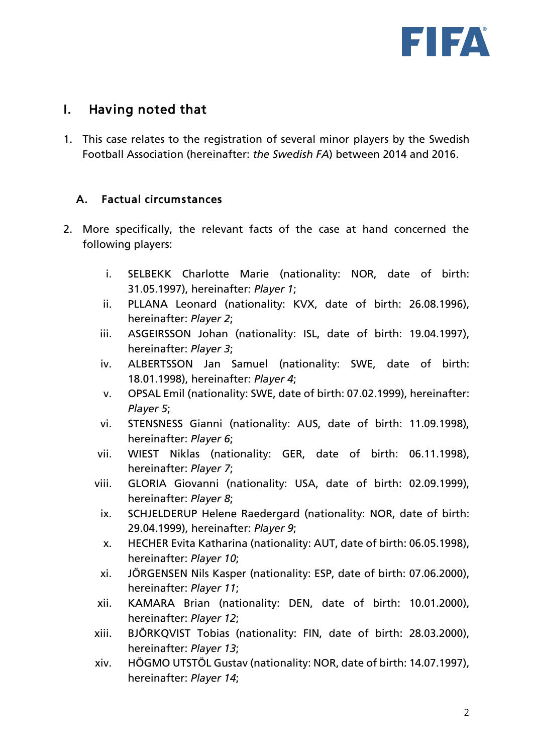## I. Having noted that

1. This case relates to the registration of several minor players by the Swedish Football Association (hereinafter: *the Swedish FA*) between 2014 and 2016.

### A. Factual circumstances

2. More specifically, the relevant facts of the case at hand concerned the following players:

   i. SELBEKK Charlotte Marie (nationality: NOR, date of birth: 31.05.1997), hereinafter: *Player 1*;
   ii. PLLANA Leonard (nationality: KVX, date of birth: 26.08.1996), hereinafter: *Player 2*;
   iii. ASGEIRSSON Johan (nationality: ISL, date of birth: 19.04.1997), hereinafter: *Player 3*;
   iv. ALBERTSSON Jan Samuel (nationality: SWE, date of birth: 18.01.1998), hereinafter: *Player 4*;
   v. OPSAL Emil (nationality: SWE, date of birth: 07.02.1999), hereinafter: *Player 5*;
   vi. STENSNESS Gianni (nationality: AUS, date of birth: 11.09.1998), hereinafter: *Player 6*;
   vii. WIEST Niklas (nationality: GER, date of birth: 06.11.1998), hereinafter: *Player 7*;
   viii. GLORIA Giovanni (nationality: USA, date of birth: 02.09.1999), hereinafter: *Player 8*;
   ix. SCHJELDERUP Helene Raedergard (nationality: NOR, date of birth: 29.04.1999), hereinafter: *Player 9*;
   x. HECHER Evita Katharina (nationality: AUT, date of birth: 06.05.1998), hereinafter: *Player 10*;
   xi. JÖRGENSEN Nils Kasper (nationality: ESP, date of birth: 07.06.2000), hereinafter: *Player 11*;
   xii. KAMARA Brian (nationality: DEN, date of birth: 10.01.2000), hereinafter: *Player 12*;
   xiii. BJÖRKQVIST Tobias (nationality: FIN, date of birth: 28.03.2000), hereinafter: *Player 13*;
   xiv. HÖGMO UTSTÖL Gustav (nationality: NOR, date of birth: 14.07.1997), hereinafter: *Player 14*;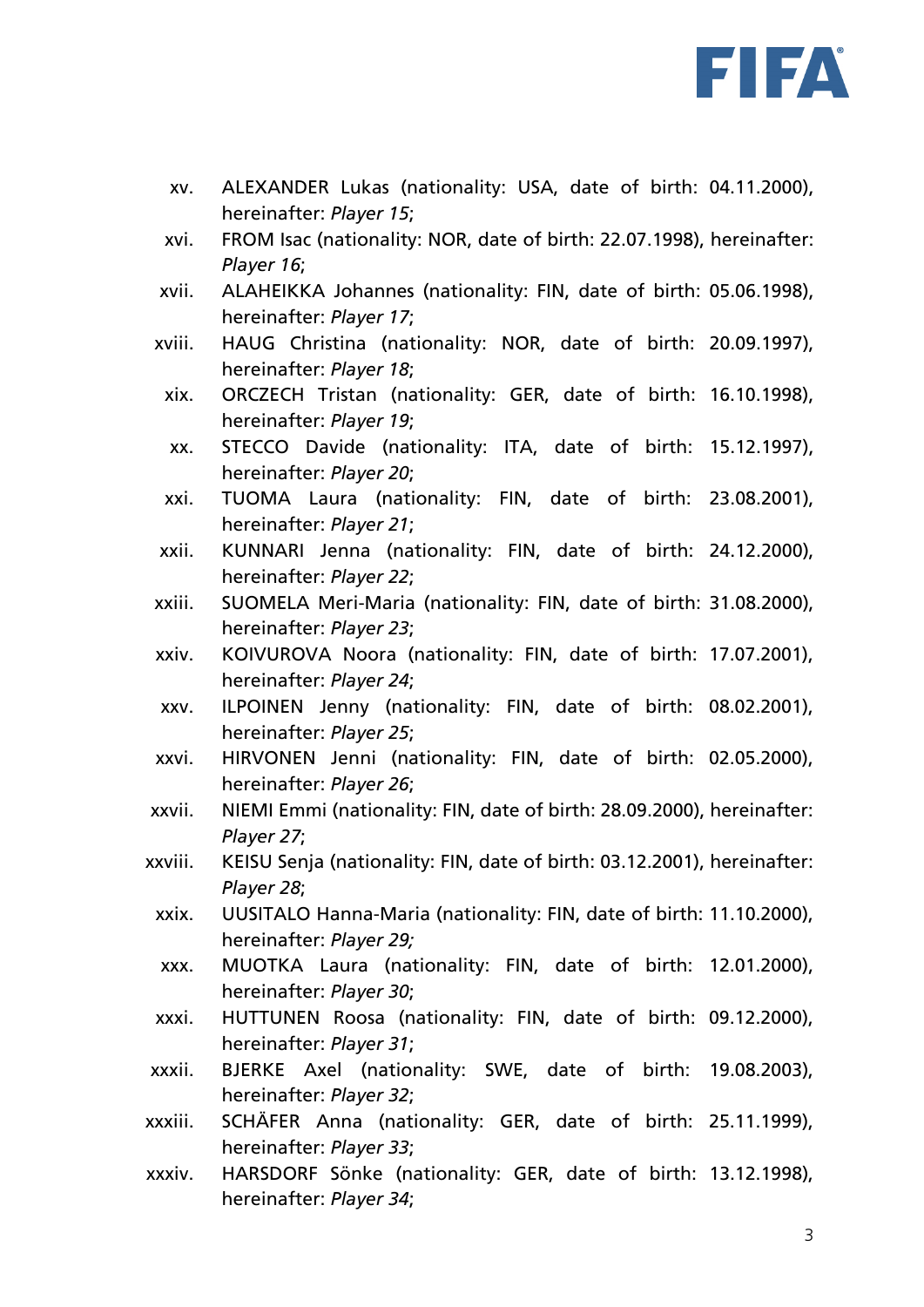xv. ALEXANDER Lukas (nationality: USA, date of birth: 04.11.2000), hereinafter: *Player 15*;

xvi. FROM Isac (nationality: NOR, date of birth: 22.07.1998), hereinafter: *Player 16*;

xvii. ALAHEIKKA Johannes (nationality: FIN, date of birth: 05.06.1998), hereinafter: *Player 17*;

xviii. HAUG Christina (nationality: NOR, date of birth: 20.09.1997), hereinafter: *Player 18*;

xix. ORCZECH Tristan (nationality: GER, date of birth: 16.10.1998), hereinafter: *Player 19*;

xx. STECCO Davide (nationality: ITA, date of birth: 15.12.1997), hereinafter: *Player 20*;

xxi. TUOMA Laura (nationality: FIN, date of birth: 23.08.2001), hereinafter: *Player 21*;

xxii. KUNNARI Jenna (nationality: FIN, date of birth: 24.12.2000), hereinafter: *Player 22*;

xxiii. SUOMELA Meri-Maria (nationality: FIN, date of birth: 31.08.2000), hereinafter: *Player 23*;

xxiv. KOIVUROVA Noora (nationality: FIN, date of birth: 17.07.2001), hereinafter: *Player 24*;

xxv. ILPOINEN Jenny (nationality: FIN, date of birth: 08.02.2001), hereinafter: *Player 25*;

xxvi. HIRVONEN Jenni (nationality: FIN, date of birth: 02.05.2000), hereinafter: *Player 26*;

xxvii. NIEMI Emmi (nationality: FIN, date of birth: 28.09.2000), hereinafter: *Player 27*;

xxviii. KEISU Senja (nationality: FIN, date of birth: 03.12.2001), hereinafter: *Player 28*;

xxix. UUSITALO Hanna-Maria (nationality: FIN, date of birth: 11.10.2000), hereinafter: *Player 29;*

xxx. MUOTKA Laura (nationality: FIN, date of birth: 12.01.2000), hereinafter: *Player 30*;

xxxi. HUTTUNEN Roosa (nationality: FIN, date of birth: 09.12.2000), hereinafter: *Player 31*;

xxxii. BJERKE Axel (nationality: SWE, date of birth: 19.08.2003), hereinafter: *Player 32*;

xxxiii. SCHÄFER Anna (nationality: GER, date of birth: 25.11.1999), hereinafter: *Player 33*;

xxxiv. HARSDORF Sönke (nationality: GER, date of birth: 13.12.1998), hereinafter: *Player 34*;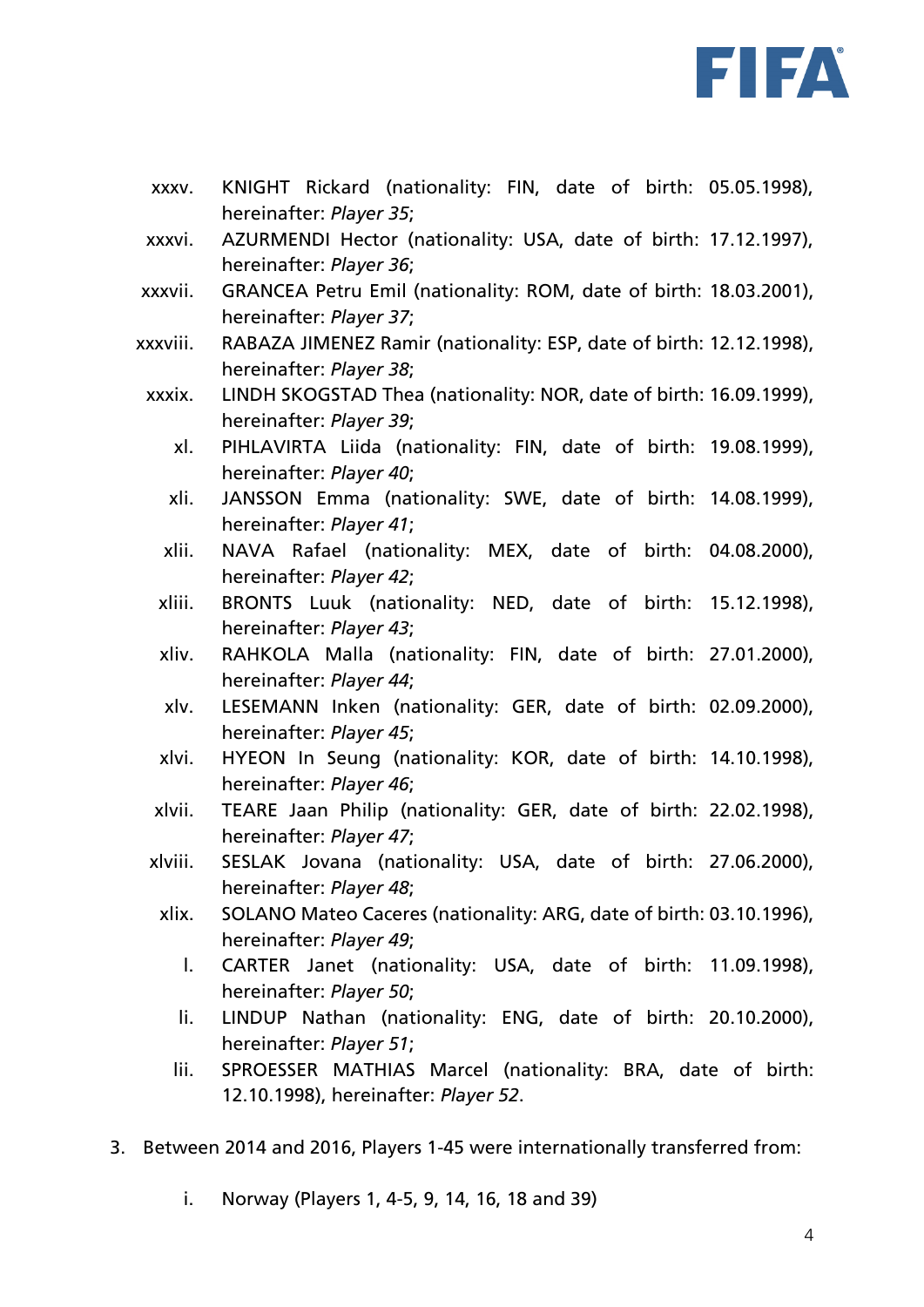xxxv. KNIGHT Rickard (nationality: FIN, date of birth: 05.05.1998), hereinafter: *Player 35*;

xxxvi. AZURMENDI Hector (nationality: USA, date of birth: 17.12.1997), hereinafter: *Player 36*;

xxxvii. GRANCEA Petru Emil (nationality: ROM, date of birth: 18.03.2001), hereinafter: *Player 37*;

xxxviii. RABAZA JIMENEZ Ramir (nationality: ESP, date of birth: 12.12.1998), hereinafter: *Player 38*;

xxxix. LINDH SKOGSTAD Thea (nationality: NOR, date of birth: 16.09.1999), hereinafter: *Player 39*;

xl. PIHLAVIRTA Liida (nationality: FIN, date of birth: 19.08.1999), hereinafter: *Player 40*;

xli. JANSSON Emma (nationality: SWE, date of birth: 14.08.1999), hereinafter: *Player 41*;

xlii. NAVA Rafael (nationality: MEX, date of birth: 04.08.2000), hereinafter: *Player 42*;

xliii. BRONTS Luuk (nationality: NED, date of birth: 15.12.1998), hereinafter: *Player 43*;

xliv. RAHKOLA Malla (nationality: FIN, date of birth: 27.01.2000), hereinafter: *Player 44*;

xlv. LESEMANN Inken (nationality: GER, date of birth: 02.09.2000), hereinafter: *Player 45*;

xlvi. HYEON In Seung (nationality: KOR, date of birth: 14.10.1998), hereinafter: *Player 46*;

xlvii. TEARE Jaan Philip (nationality: GER, date of birth: 22.02.1998), hereinafter: *Player 47*;

xlviii. SESLAK Jovana (nationality: USA, date of birth: 27.06.2000), hereinafter: *Player 48*;

xlix. SOLANO Mateo Caceres (nationality: ARG, date of birth: 03.10.1996), hereinafter: *Player 49*;

l. CARTER Janet (nationality: USA, date of birth: 11.09.1998), hereinafter: *Player 50*;

li. LINDUP Nathan (nationality: ENG, date of birth: 20.10.2000), hereinafter: *Player 51*;

lii. SPROESSER MATHIAS Marcel (nationality: BRA, date of birth: 12.10.1998), hereinafter: *Player 52*.

3. Between 2014 and 2016, Players 1-45 were internationally transferred from:

   i. Norway (Players 1, 4-5, 9, 14, 16, 18 and 39)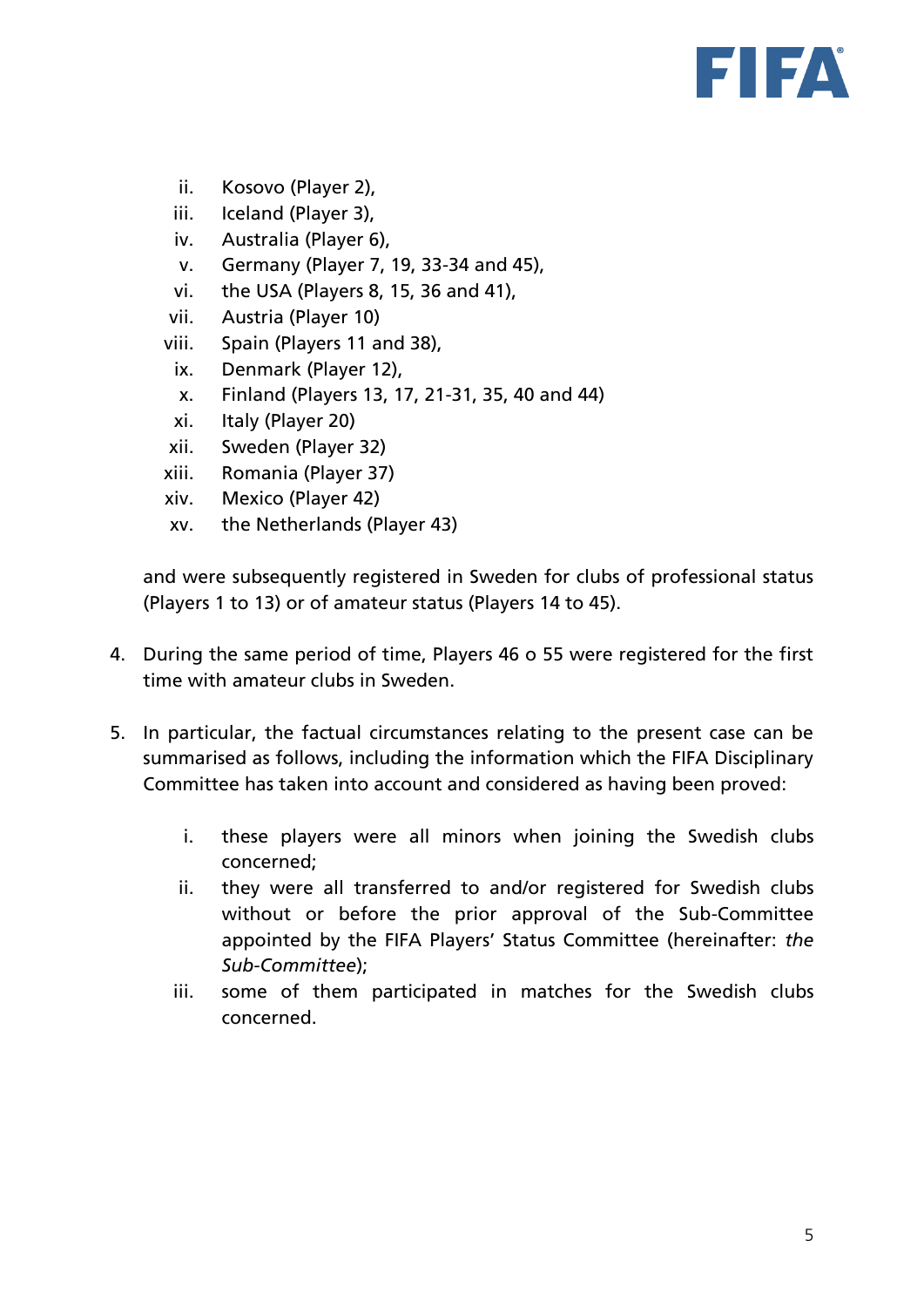ii. Kosovo (Player 2),
iii. Iceland (Player 3),
iv. Australia (Player 6),
v. Germany (Player 7, 19, 33-34 and 45),
vi. the USA (Players 8, 15, 36 and 41),
vii. Austria (Player 10)
viii. Spain (Players 11 and 38),
ix. Denmark (Player 12),
x. Finland (Players 13, 17, 21-31, 35, 40 and 44)
xi. Italy (Player 20)
xii. Sweden (Player 32)
xiii. Romania (Player 37)
xiv. Mexico (Player 42)
xv. the Netherlands (Player 43)

and were subsequently registered in Sweden for clubs of professional status (Players 1 to 13) or of amateur status (Players 14 to 45).

4. During the same period of time, Players 46 o 55 were registered for the first time with amateur clubs in Sweden.

5. In particular, the factual circumstances relating to the present case can be summarised as follows, including the information which the FIFA Disciplinary Committee has taken into account and considered as having been proved:

   i. these players were all minors when joining the Swedish clubs concerned;
   ii. they were all transferred to and/or registered for Swedish clubs without or before the prior approval of the Sub-Committee appointed by the FIFA Players' Status Committee (hereinafter: *the Sub-Committee*);
   iii. some of them participated in matches for the Swedish clubs concerned.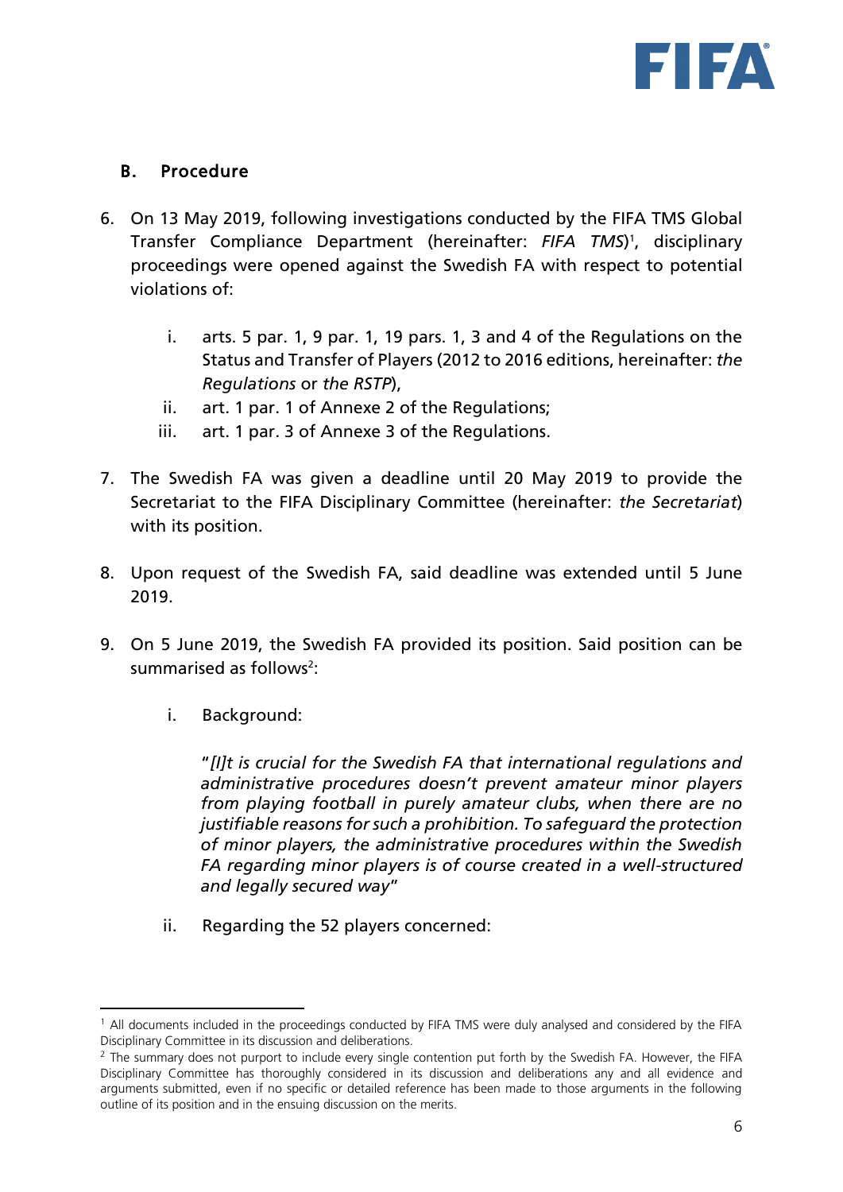## B. Procedure

6. On 13 May 2019, following investigations conducted by the FIFA TMS Global Transfer Compliance Department (hereinafter: *FIFA TMS*)[1], disciplinary proceedings were opened against the Swedish FA with respect to potential violations of:

    i. arts. 5 par. 1, 9 par. 1, 19 pars. 1, 3 and 4 of the Regulations on the Status and Transfer of Players (2012 to 2016 editions, hereinafter: *the Regulations* or *the RSTP*),

    ii. art. 1 par. 1 of Annexe 2 of the Regulations;

    iii. art. 1 par. 3 of Annexe 3 of the Regulations.

7. The Swedish FA was given a deadline until 20 May 2019 to provide the Secretariat to the FIFA Disciplinary Committee (hereinafter: *the Secretariat*) with its position.

8. Upon request of the Swedish FA, said deadline was extended until 5 June 2019.

9. On 5 June 2019, the Swedish FA provided its position. Said position can be summarised as follows[2]:

    i. Background:

        "*[I]t is crucial for the Swedish FA that international regulations and administrative procedures doesn't prevent amateur minor players from playing football in purely amateur clubs, when there are no justifiable reasons for such a prohibition. To safeguard the protection of minor players, the administrative procedures within the Swedish FA regarding minor players is of course created in a well-structured and legally secured way*"

    ii. Regarding the 52 players concerned:

---

[1] All documents included in the proceedings conducted by FIFA TMS were duly analysed and considered by the FIFA Disciplinary Committee in its discussion and deliberations.

[2] The summary does not purport to include every single contention put forth by the Swedish FA. However, the FIFA Disciplinary Committee has thoroughly considered in its discussion and deliberations any and all evidence and arguments submitted, even if no specific or detailed reference has been made to those arguments in the following outline of its position and in the ensuing discussion on the merits.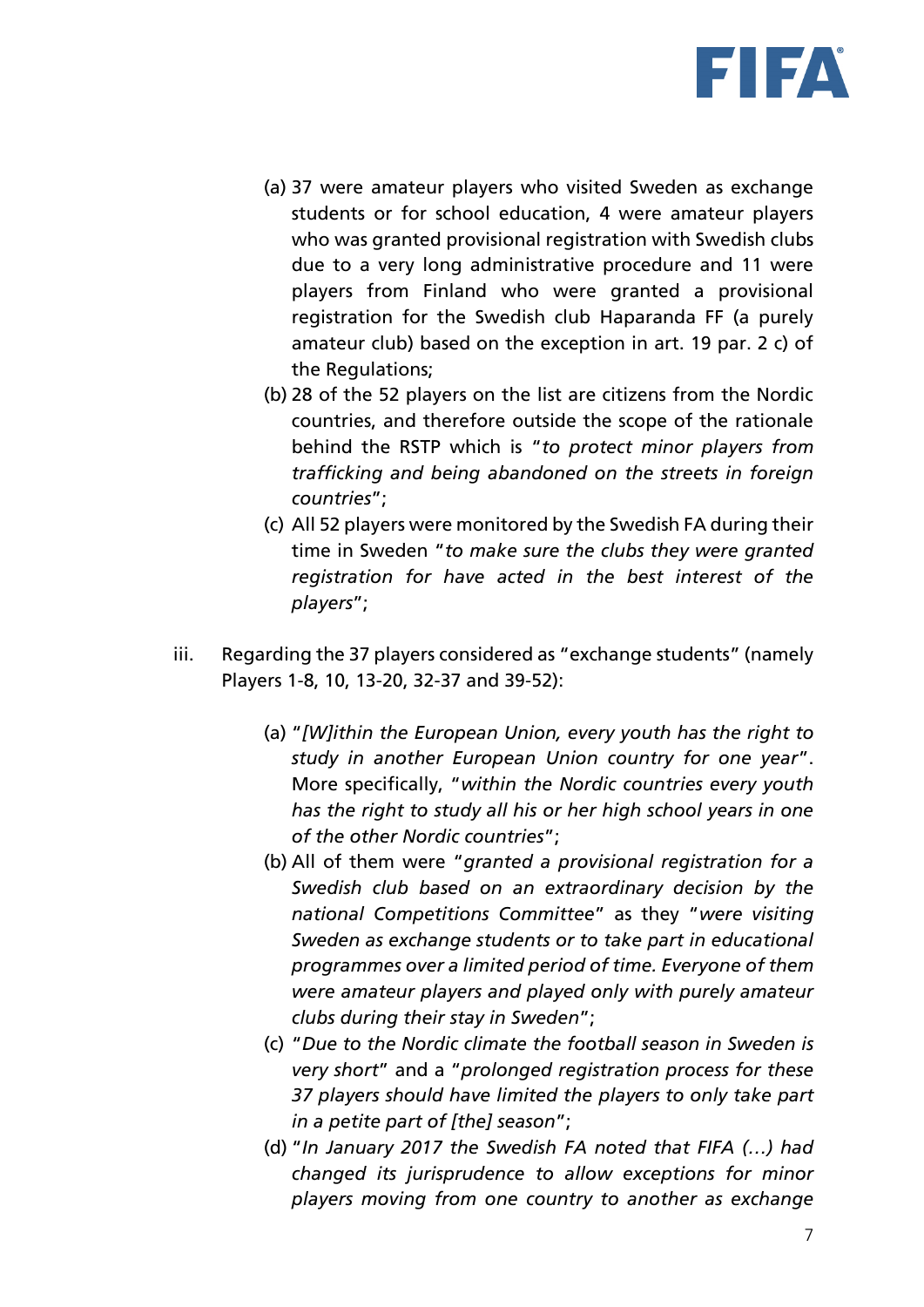(a) 37 were amateur players who visited Sweden as exchange students or for school education, 4 were amateur players who was granted provisional registration with Swedish clubs due to a very long administrative procedure and 11 were players from Finland who were granted a provisional registration for the Swedish club Haparanda FF (a purely amateur club) based on the exception in art. 19 par. 2 c) of the Regulations;

(b) 28 of the 52 players on the list are citizens from the Nordic countries, and therefore outside the scope of the rationale behind the RSTP which is "*to protect minor players from trafficking and being abandoned on the streets in foreign countries*";

(c) All 52 players were monitored by the Swedish FA during their time in Sweden "*to make sure the clubs they were granted registration for have acted in the best interest of the players*";

iii. Regarding the 37 players considered as "exchange students" (namely Players 1-8, 10, 13-20, 32-37 and 39-52):

(a) "*[W]ithin the European Union, every youth has the right to study in another European Union country for one year*". More specifically, "*within the Nordic countries every youth has the right to study all his or her high school years in one of the other Nordic countries*";

(b) All of them were "*granted a provisional registration for a Swedish club based on an extraordinary decision by the national Competitions Committee*" as they "*were visiting Sweden as exchange students or to take part in educational programmes over a limited period of time. Everyone of them were amateur players and played only with purely amateur clubs during their stay in Sweden*";

(c) "*Due to the Nordic climate the football season in Sweden is very short*" and a "*prolonged registration process for these 37 players should have limited the players to only take part in a petite part of [the] season*";

(d) "*In January 2017 the Swedish FA noted that FIFA (…) had changed its jurisprudence to allow exceptions for minor players moving from one country to another as exchange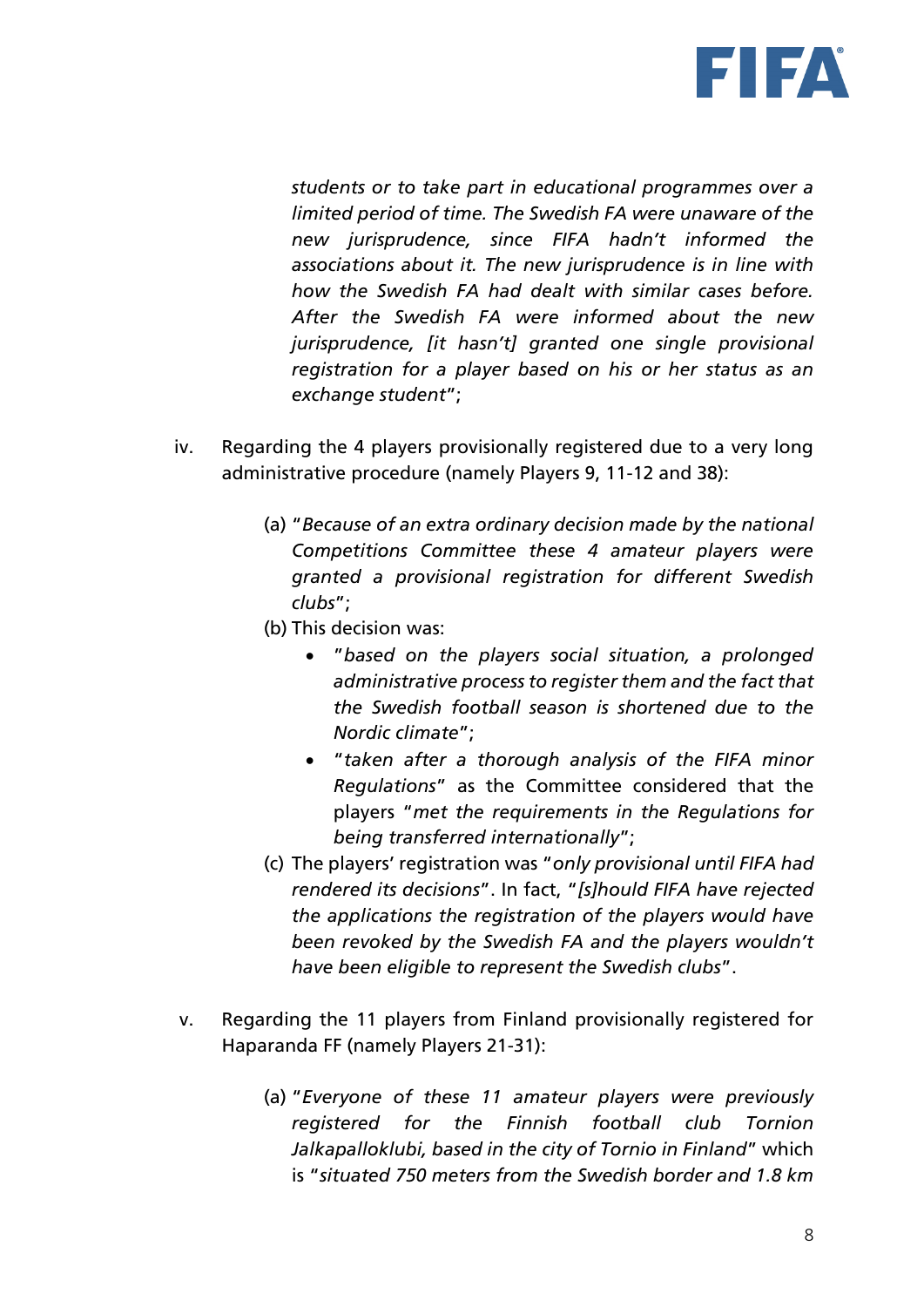*students or to take part in educational programmes over a limited period of time. The Swedish FA were unaware of the new jurisprudence, since FIFA hadn't informed the associations about it. The new jurisprudence is in line with how the Swedish FA had dealt with similar cases before. After the Swedish FA were informed about the new jurisprudence, [it hasn't] granted one single provisional registration for a player based on his or her status as an exchange student*";

iv. Regarding the 4 players provisionally registered due to a very long administrative procedure (namely Players 9, 11-12 and 38):

   (a) "*Because of an extra ordinary decision made by the national Competitions Committee these 4 amateur players were granted a provisional registration for different Swedish clubs*";

   (b) This decision was:

   - "*based on the players social situation, a prolonged administrative process to register them and the fact that the Swedish football season is shortened due to the Nordic climate*";
   - "*taken after a thorough analysis of the FIFA minor Regulations*" as the Committee considered that the players "*met the requirements in the Regulations for being transferred internationally*";

   (c) The players' registration was "*only provisional until FIFA had rendered its decisions*". In fact, "*[s]hould FIFA have rejected the applications the registration of the players would have been revoked by the Swedish FA and the players wouldn't have been eligible to represent the Swedish clubs*".

v. Regarding the 11 players from Finland provisionally registered for Haparanda FF (namely Players 21-31):

   (a) "*Everyone of these 11 amateur players were previously registered for the Finnish football club Tornion Jalkapalloklubi, based in the city of Tornio in Finland*" which is "*situated 750 meters from the Swedish border and 1.8 km*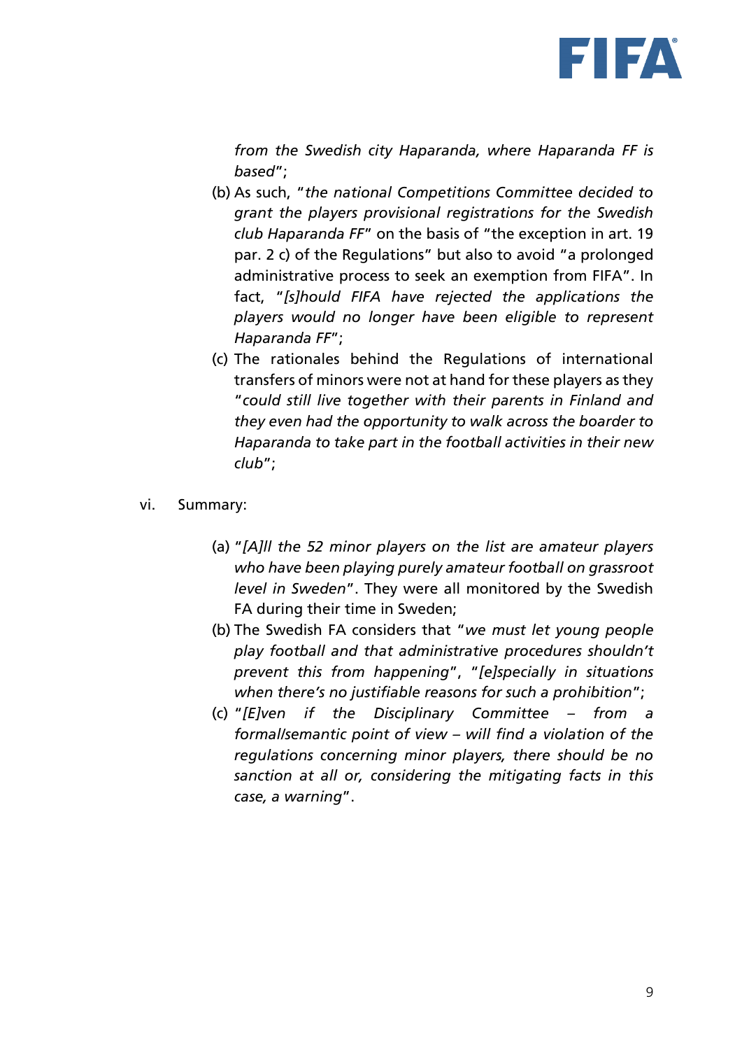*from the Swedish city Haparanda, where Haparanda FF is based*";

(b) As such, "*the national Competitions Committee decided to grant the players provisional registrations for the Swedish club Haparanda FF*" on the basis of "the exception in art. 19 par. 2 c) of the Regulations" but also to avoid "a prolonged administrative process to seek an exemption from FIFA". In fact, "*[s]hould FIFA have rejected the applications the players would no longer have been eligible to represent Haparanda FF*";

(c) The rationales behind the Regulations of international transfers of minors were not at hand for these players as they "*could still live together with their parents in Finland and they even had the opportunity to walk across the boarder to Haparanda to take part in the football activities in their new club*";

vi. Summary:

(a) "*[A]ll the 52 minor players on the list are amateur players who have been playing purely amateur football on grassroot level in Sweden*". They were all monitored by the Swedish FA during their time in Sweden;

(b) The Swedish FA considers that "*we must let young people play football and that administrative procedures shouldn't prevent this from happening*", "*[e]specially in situations when there's no justifiable reasons for such a prohibition*";

(c) "*[E]ven if the Disciplinary Committee – from a formal/semantic point of view – will find a violation of the regulations concerning minor players, there should be no sanction at all or, considering the mitigating facts in this case, a warning*".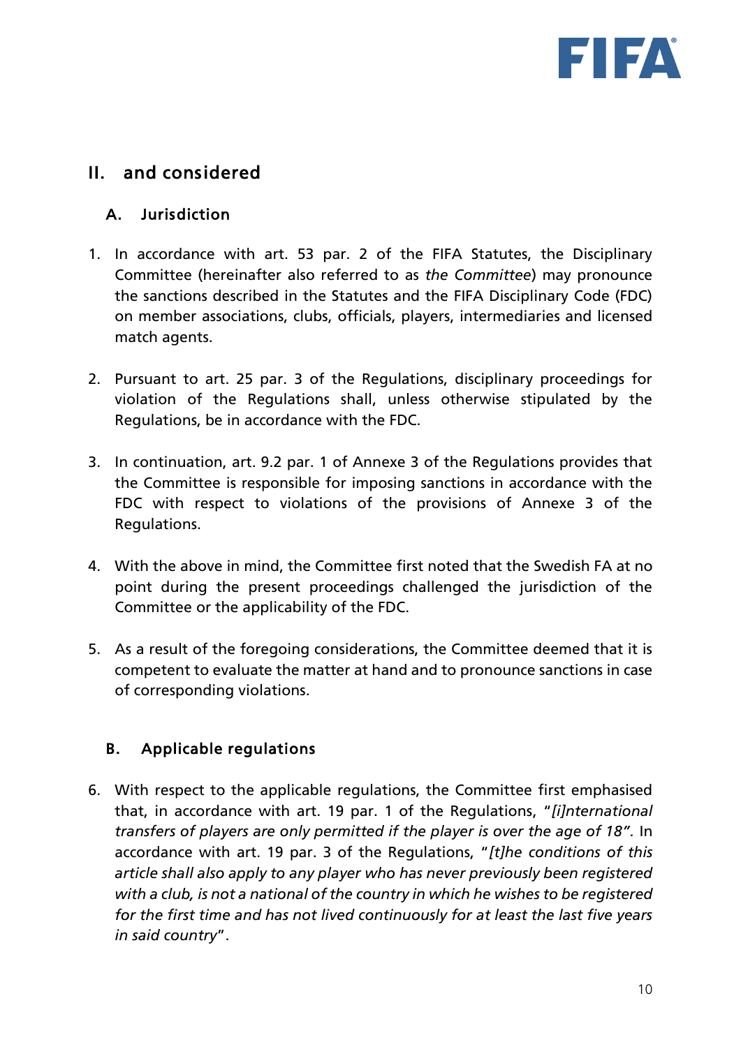## II. and considered

### A. Jurisdiction

1. In accordance with art. 53 par. 2 of the FIFA Statutes, the Disciplinary Committee (hereinafter also referred to as *the Committee*) may pronounce the sanctions described in the Statutes and the FIFA Disciplinary Code (FDC) on member associations, clubs, officials, players, intermediaries and licensed match agents.

2. Pursuant to art. 25 par. 3 of the Regulations, disciplinary proceedings for violation of the Regulations shall, unless otherwise stipulated by the Regulations, be in accordance with the FDC.

3. In continuation, art. 9.2 par. 1 of Annexe 3 of the Regulations provides that the Committee is responsible for imposing sanctions in accordance with the FDC with respect to violations of the provisions of Annexe 3 of the Regulations.

4. With the above in mind, the Committee first noted that the Swedish FA at no point during the present proceedings challenged the jurisdiction of the Committee or the applicability of the FDC.

5. As a result of the foregoing considerations, the Committee deemed that it is competent to evaluate the matter at hand and to pronounce sanctions in case of corresponding violations.

### B. Applicable regulations

6. With respect to the applicable regulations, the Committee first emphasised that, in accordance with art. 19 par. 1 of the Regulations, "*[i]nternational transfers of players are only permitted if the player is over the age of 18".* In accordance with art. 19 par. 3 of the Regulations, "*[t]he conditions of this article shall also apply to any player who has never previously been registered with a club, is not a national of the country in which he wishes to be registered for the first time and has not lived continuously for at least the last five years in said country*".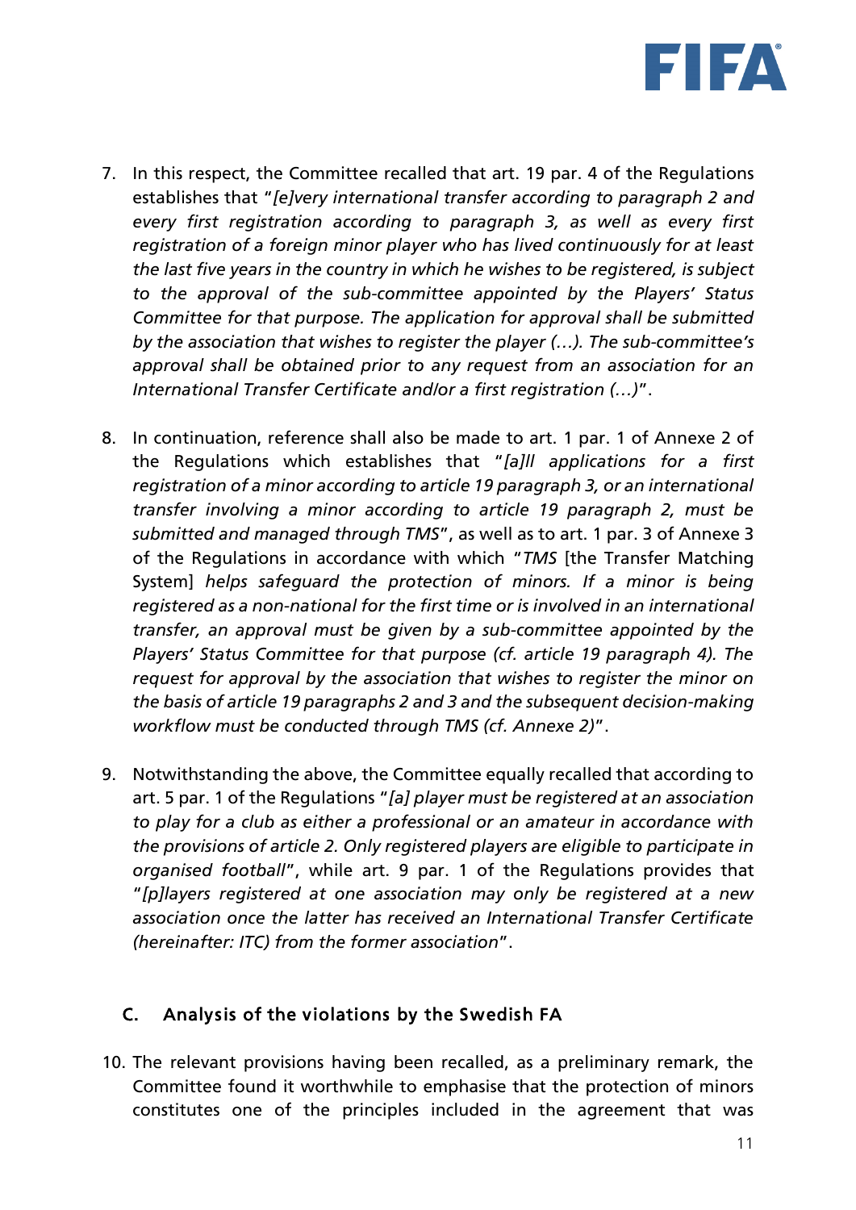7. In this respect, the Committee recalled that art. 19 par. 4 of the Regulations establishes that "*[e]very international transfer according to paragraph 2 and every first registration according to paragraph 3, as well as every first registration of a foreign minor player who has lived continuously for at least the last five years in the country in which he wishes to be registered, is subject to the approval of the sub-committee appointed by the Players' Status Committee for that purpose. The application for approval shall be submitted by the association that wishes to register the player (…). The sub-committee's approval shall be obtained prior to any request from an association for an International Transfer Certificate and/or a first registration (…)*".

8. In continuation, reference shall also be made to art. 1 par. 1 of Annexe 2 of the Regulations which establishes that "*[a]ll applications for a first registration of a minor according to article 19 paragraph 3, or an international transfer involving a minor according to article 19 paragraph 2, must be submitted and managed through TMS*", as well as to art. 1 par. 3 of Annexe 3 of the Regulations in accordance with which "*TMS* [the Transfer Matching System] *helps safeguard the protection of minors. If a minor is being registered as a non-national for the first time or is involved in an international transfer, an approval must be given by a sub-committee appointed by the Players' Status Committee for that purpose (cf. article 19 paragraph 4). The request for approval by the association that wishes to register the minor on the basis of article 19 paragraphs 2 and 3 and the subsequent decision-making workflow must be conducted through TMS (cf. Annexe 2)*".

9. Notwithstanding the above, the Committee equally recalled that according to art. 5 par. 1 of the Regulations "*[a] player must be registered at an association to play for a club as either a professional or an amateur in accordance with the provisions of article 2. Only registered players are eligible to participate in organised football*", while art. 9 par. 1 of the Regulations provides that "*[p]layers registered at one association may only be registered at a new association once the latter has received an International Transfer Certificate (hereinafter: ITC) from the former association*".

## C. Analysis of the violations by the Swedish FA

10. The relevant provisions having been recalled, as a preliminary remark, the Committee found it worthwhile to emphasise that the protection of minors constitutes one of the principles included in the agreement that was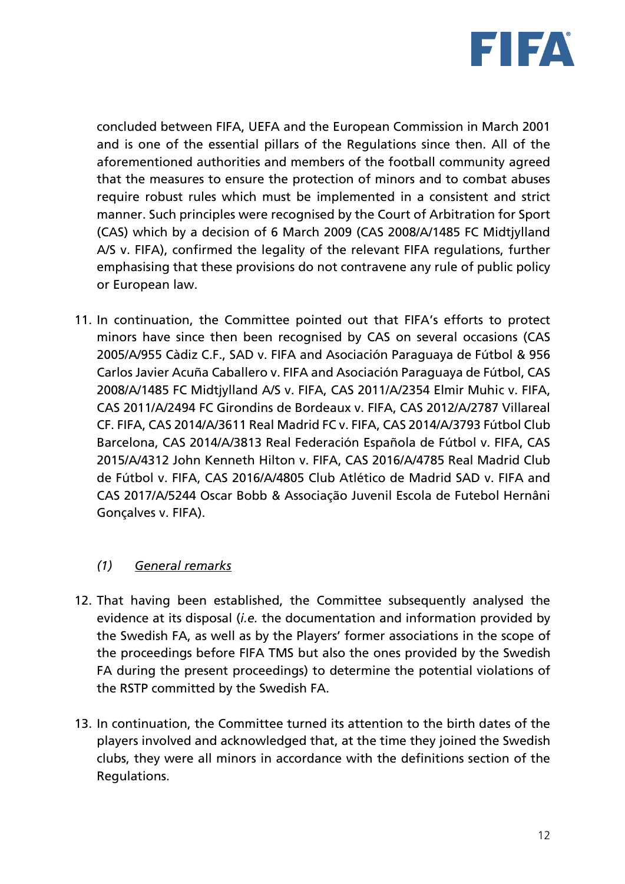concluded between FIFA, UEFA and the European Commission in March 2001 and is one of the essential pillars of the Regulations since then. All of the aforementioned authorities and members of the football community agreed that the measures to ensure the protection of minors and to combat abuses require robust rules which must be implemented in a consistent and strict manner. Such principles were recognised by the Court of Arbitration for Sport (CAS) which by a decision of 6 March 2009 (CAS 2008/A/1485 FC Midtjylland A/S v. FIFA), confirmed the legality of the relevant FIFA regulations, further emphasising that these provisions do not contravene any rule of public policy or European law.

11. In continuation, the Committee pointed out that FIFA's efforts to protect minors have since then been recognised by CAS on several occasions (CAS 2005/A/955 Càdiz C.F., SAD v. FIFA and Asociación Paraguaya de Fútbol & 956 Carlos Javier Acuña Caballero v. FIFA and Asociación Paraguaya de Fútbol, CAS 2008/A/1485 FC Midtjylland A/S v. FIFA, CAS 2011/A/2354 Elmir Muhic v. FIFA, CAS 2011/A/2494 FC Girondins de Bordeaux v. FIFA, CAS 2012/A/2787 Villareal CF. FIFA, CAS 2014/A/3611 Real Madrid FC v. FIFA, CAS 2014/A/3793 Fútbol Club Barcelona, CAS 2014/A/3813 Real Federación Española de Fútbol v. FIFA, CAS 2015/A/4312 John Kenneth Hilton v. FIFA, CAS 2016/A/4785 Real Madrid Club de Fútbol v. FIFA, CAS 2016/A/4805 Club Atlético de Madrid SAD v. FIFA and CAS 2017/A/5244 Oscar Bobb & Associação Juvenil Escola de Futebol Hernâni Gonçalves v. FIFA).

*(1)* *__General remarks__*

12. That having been established, the Committee subsequently analysed the evidence at its disposal (*i.e.* the documentation and information provided by the Swedish FA, as well as by the Players' former associations in the scope of the proceedings before FIFA TMS but also the ones provided by the Swedish FA during the present proceedings) to determine the potential violations of the RSTP committed by the Swedish FA.

13. In continuation, the Committee turned its attention to the birth dates of the players involved and acknowledged that, at the time they joined the Swedish clubs, they were all minors in accordance with the definitions section of the Regulations.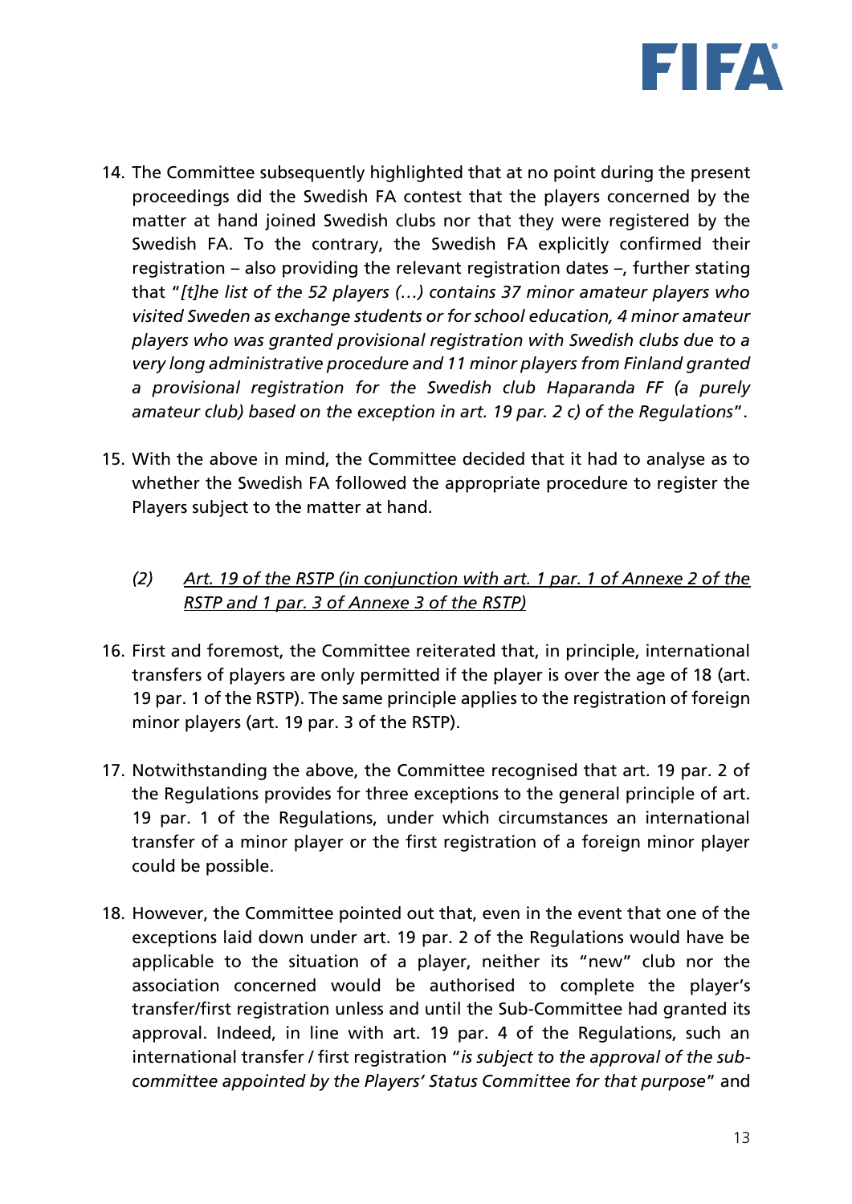14. The Committee subsequently highlighted that at no point during the present proceedings did the Swedish FA contest that the players concerned by the matter at hand joined Swedish clubs nor that they were registered by the Swedish FA. To the contrary, the Swedish FA explicitly confirmed their registration – also providing the relevant registration dates –, further stating that "*[t]he list of the 52 players (…) contains 37 minor amateur players who visited Sweden as exchange students or for school education, 4 minor amateur players who was granted provisional registration with Swedish clubs due to a very long administrative procedure and 11 minor players from Finland granted a provisional registration for the Swedish club Haparanda FF (a purely amateur club) based on the exception in art. 19 par. 2 c) of the Regulations*".

15. With the above in mind, the Committee decided that it had to analyse as to whether the Swedish FA followed the appropriate procedure to register the Players subject to the matter at hand.

### *(2) Art. 19 of the RSTP (in conjunction with art. 1 par. 1 of Annexe 2 of the RSTP and 1 par. 3 of Annexe 3 of the RSTP)*

16. First and foremost, the Committee reiterated that, in principle, international transfers of players are only permitted if the player is over the age of 18 (art. 19 par. 1 of the RSTP). The same principle applies to the registration of foreign minor players (art. 19 par. 3 of the RSTP).

17. Notwithstanding the above, the Committee recognised that art. 19 par. 2 of the Regulations provides for three exceptions to the general principle of art. 19 par. 1 of the Regulations, under which circumstances an international transfer of a minor player or the first registration of a foreign minor player could be possible.

18. However, the Committee pointed out that, even in the event that one of the exceptions laid down under art. 19 par. 2 of the Regulations would have be applicable to the situation of a player, neither its "new" club nor the association concerned would be authorised to complete the player's transfer/first registration unless and until the Sub-Committee had granted its approval. Indeed, in line with art. 19 par. 4 of the Regulations, such an international transfer / first registration "*is subject to the approval of the sub-committee appointed by the Players' Status Committee for that purpose*" and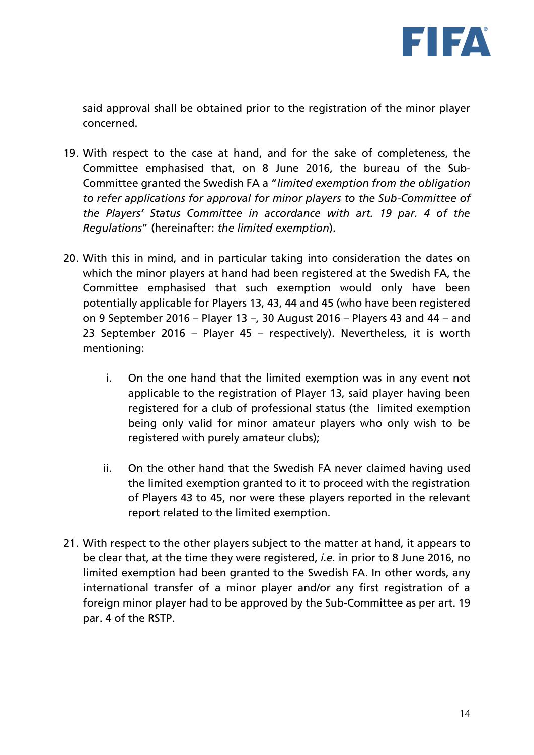said approval shall be obtained prior to the registration of the minor player concerned.

19. With respect to the case at hand, and for the sake of completeness, the Committee emphasised that, on 8 June 2016, the bureau of the Sub-Committee granted the Swedish FA a "*limited exemption from the obligation to refer applications for approval for minor players to the Sub-Committee of the Players' Status Committee in accordance with art. 19 par. 4 of the Regulations*" (hereinafter: *the limited exemption*).

20. With this in mind, and in particular taking into consideration the dates on which the minor players at hand had been registered at the Swedish FA, the Committee emphasised that such exemption would only have been potentially applicable for Players 13, 43, 44 and 45 (who have been registered on 9 September 2016 – Player 13 –, 30 August 2016 – Players 43 and 44 – and 23 September 2016 – Player 45 – respectively). Nevertheless, it is worth mentioning:

    i. On the one hand that the limited exemption was in any event not applicable to the registration of Player 13, said player having been registered for a club of professional status (the limited exemption being only valid for minor amateur players who only wish to be registered with purely amateur clubs);

    ii. On the other hand that the Swedish FA never claimed having used the limited exemption granted to it to proceed with the registration of Players 43 to 45, nor were these players reported in the relevant report related to the limited exemption.

21. With respect to the other players subject to the matter at hand, it appears to be clear that, at the time they were registered, *i.e.* in prior to 8 June 2016, no limited exemption had been granted to the Swedish FA. In other words, any international transfer of a minor player and/or any first registration of a foreign minor player had to be approved by the Sub-Committee as per art. 19 par. 4 of the RSTP.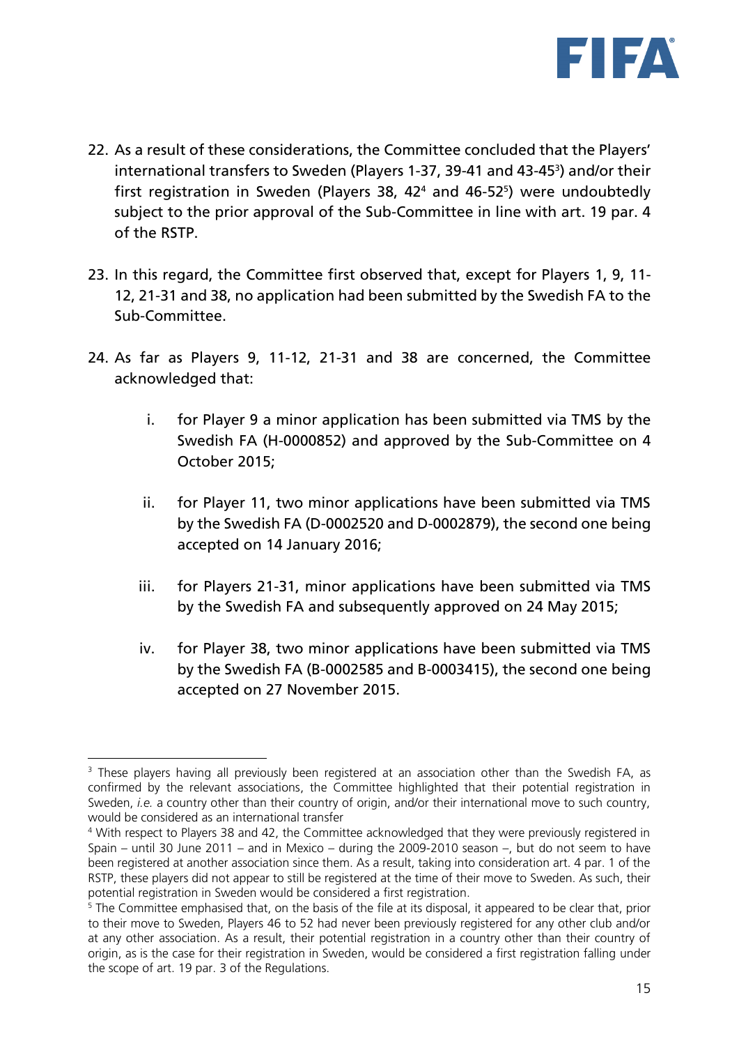22. As a result of these considerations, the Committee concluded that the Players' international transfers to Sweden (Players 1-37, 39-41 and 43-45[3]) and/or their first registration in Sweden (Players 38, 42[4] and 46-52[5]) were undoubtedly subject to the prior approval of the Sub-Committee in line with art. 19 par. 4 of the RSTP.

23. In this regard, the Committee first observed that, except for Players 1, 9, 11-12, 21-31 and 38, no application had been submitted by the Swedish FA to the Sub-Committee.

24. As far as Players 9, 11-12, 21-31 and 38 are concerned, the Committee acknowledged that:

    i. for Player 9 a minor application has been submitted via TMS by the Swedish FA (H-0000852) and approved by the Sub-Committee on 4 October 2015;

    ii. for Player 11, two minor applications have been submitted via TMS by the Swedish FA (D-0002520 and D-0002879), the second one being accepted on 14 January 2016;

    iii. for Players 21-31, minor applications have been submitted via TMS by the Swedish FA and subsequently approved on 24 May 2015;

    iv. for Player 38, two minor applications have been submitted via TMS by the Swedish FA (B-0002585 and B-0003415), the second one being accepted on 27 November 2015.

---

[3] These players having all previously been registered at an association other than the Swedish FA, as confirmed by the relevant associations, the Committee highlighted that their potential registration in Sweden, *i.e.* a country other than their country of origin, and/or their international move to such country, would be considered as an international transfer

[4] With respect to Players 38 and 42, the Committee acknowledged that they were previously registered in Spain – until 30 June 2011 – and in Mexico – during the 2009-2010 season –, but do not seem to have been registered at another association since them. As a result, taking into consideration art. 4 par. 1 of the RSTP, these players did not appear to still be registered at the time of their move to Sweden. As such, their potential registration in Sweden would be considered a first registration.

[5] The Committee emphasised that, on the basis of the file at its disposal, it appeared to be clear that, prior to their move to Sweden, Players 46 to 52 had never been previously registered for any other club and/or at any other association. As a result, their potential registration in a country other than their country of origin, as is the case for their registration in Sweden, would be considered a first registration falling under the scope of art. 19 par. 3 of the Regulations.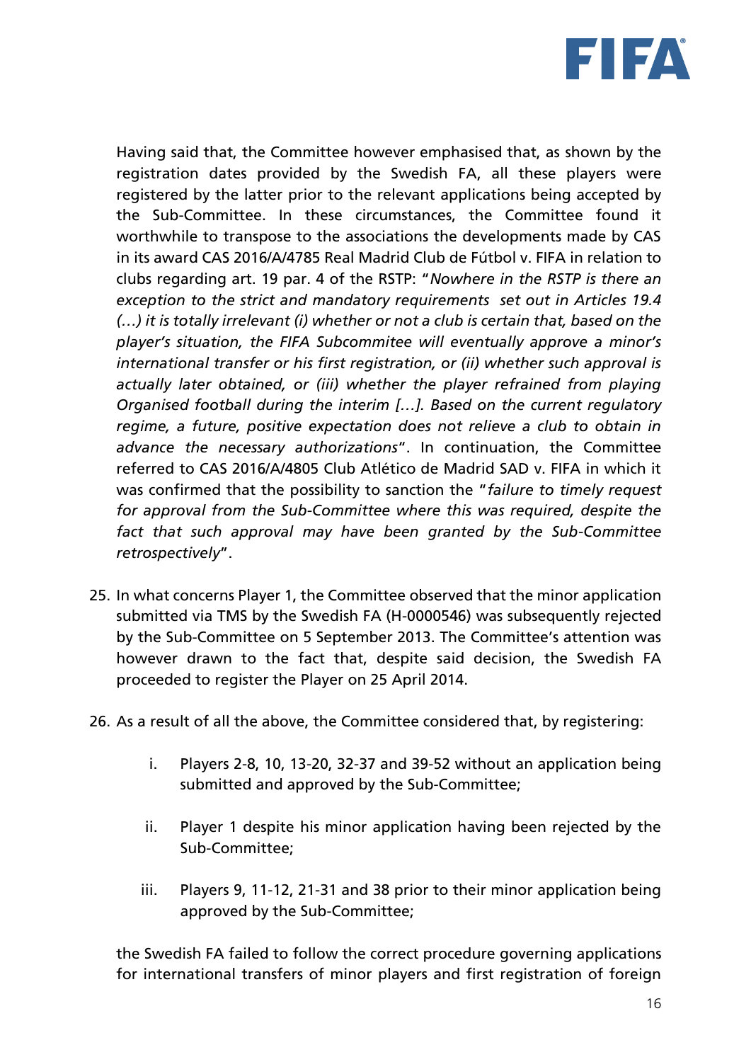Having said that, the Committee however emphasised that, as shown by the registration dates provided by the Swedish FA, all these players were registered by the latter prior to the relevant applications being accepted by the Sub-Committee. In these circumstances, the Committee found it worthwhile to transpose to the associations the developments made by CAS in its award CAS 2016/A/4785 Real Madrid Club de Fútbol v. FIFA in relation to clubs regarding art. 19 par. 4 of the RSTP: "*Nowhere in the RSTP is there an exception to the strict and mandatory requirements set out in Articles 19.4 (…) it is totally irrelevant (i) whether or not a club is certain that, based on the player's situation, the FIFA Subcommittee will eventually approve a minor's international transfer or his first registration, or (ii) whether such approval is actually later obtained, or (iii) whether the player refrained from playing Organised football during the interim […]. Based on the current regulatory regime, a future, positive expectation does not relieve a club to obtain in advance the necessary authorizations*". In continuation, the Committee referred to CAS 2016/A/4805 Club Atlético de Madrid SAD v. FIFA in which it was confirmed that the possibility to sanction the "*failure to timely request for approval from the Sub-Committee where this was required, despite the fact that such approval may have been granted by the Sub-Committee retrospectively*".

25. In what concerns Player 1, the Committee observed that the minor application submitted via TMS by the Swedish FA (H-0000546) was subsequently rejected by the Sub-Committee on 5 September 2013. The Committee's attention was however drawn to the fact that, despite said decision, the Swedish FA proceeded to register the Player on 25 April 2014.

26. As a result of all the above, the Committee considered that, by registering:

    i. Players 2-8, 10, 13-20, 32-37 and 39-52 without an application being submitted and approved by the Sub-Committee;

    ii. Player 1 despite his minor application having been rejected by the Sub-Committee;

    iii. Players 9, 11-12, 21-31 and 38 prior to their minor application being approved by the Sub-Committee;

    the Swedish FA failed to follow the correct procedure governing applications for international transfers of minor players and first registration of foreign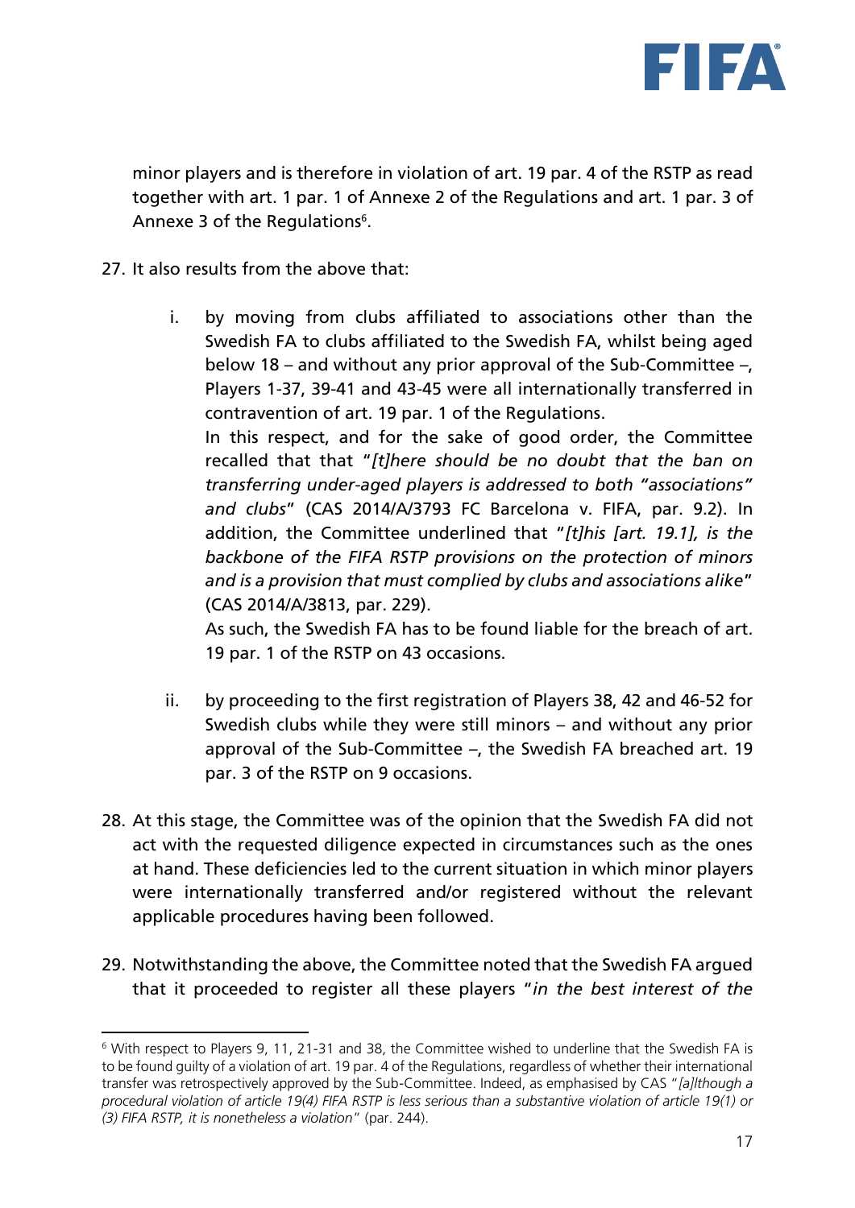minor players and is therefore in violation of art. 19 par. 4 of the RSTP as read together with art. 1 par. 1 of Annexe 2 of the Regulations and art. 1 par. 3 of Annexe 3 of the Regulations[6].

27. It also results from the above that:

    i. by moving from clubs affiliated to associations other than the Swedish FA to clubs affiliated to the Swedish FA, whilst being aged below 18 – and without any prior approval of the Sub-Committee –, Players 1-37, 39-41 and 43-45 were all internationally transferred in contravention of art. 19 par. 1 of the Regulations.

       In this respect, and for the sake of good order, the Committee recalled that that "*[t]here should be no doubt that the ban on transferring under-aged players is addressed to both "associations" and clubs*" (CAS 2014/A/3793 FC Barcelona v. FIFA, par. 9.2). In addition, the Committee underlined that "*[t]his [art. 19.1], is the backbone of the FIFA RSTP provisions on the protection of minors and is a provision that must complied by clubs and associations alike*" (CAS 2014/A/3813, par. 229).

       As such, the Swedish FA has to be found liable for the breach of art. 19 par. 1 of the RSTP on 43 occasions.

    ii. by proceeding to the first registration of Players 38, 42 and 46-52 for Swedish clubs while they were still minors – and without any prior approval of the Sub-Committee –, the Swedish FA breached art. 19 par. 3 of the RSTP on 9 occasions.

28. At this stage, the Committee was of the opinion that the Swedish FA did not act with the requested diligence expected in circumstances such as the ones at hand. These deficiencies led to the current situation in which minor players were internationally transferred and/or registered without the relevant applicable procedures having been followed.

29. Notwithstanding the above, the Committee noted that the Swedish FA argued that it proceeded to register all these players "*in the best interest of the*

---

[6] With respect to Players 9, 11, 21-31 and 38, the Committee wished to underline that the Swedish FA is to be found guilty of a violation of art. 19 par. 4 of the Regulations, regardless of whether their international transfer was retrospectively approved by the Sub-Committee. Indeed, as emphasised by CAS "*[a]lthough a procedural violation of article 19(4) FIFA RSTP is less serious than a substantive violation of article 19(1) or (3) FIFA RSTP, it is nonetheless a violation*" (par. 244).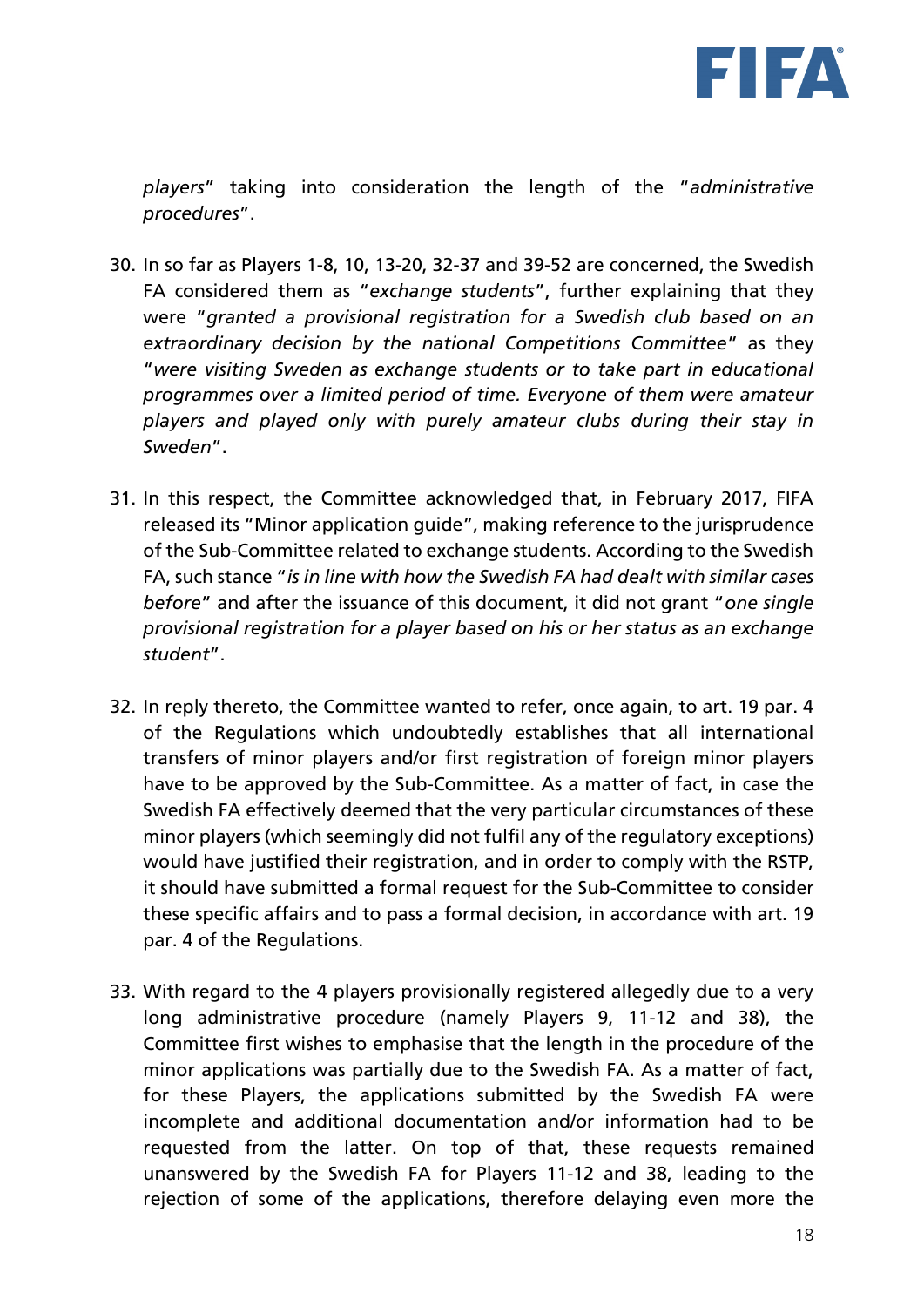*players*" taking into consideration the length of the "*administrative procedures*".

30. In so far as Players 1-8, 10, 13-20, 32-37 and 39-52 are concerned, the Swedish FA considered them as "*exchange students*", further explaining that they were "*granted a provisional registration for a Swedish club based on an extraordinary decision by the national Competitions Committee*" as they "*were visiting Sweden as exchange students or to take part in educational programmes over a limited period of time. Everyone of them were amateur players and played only with purely amateur clubs during their stay in Sweden*".

31. In this respect, the Committee acknowledged that, in February 2017, FIFA released its "Minor application guide", making reference to the jurisprudence of the Sub-Committee related to exchange students. According to the Swedish FA, such stance "*is in line with how the Swedish FA had dealt with similar cases before*" and after the issuance of this document, it did not grant "*one single provisional registration for a player based on his or her status as an exchange student*".

32. In reply thereto, the Committee wanted to refer, once again, to art. 19 par. 4 of the Regulations which undoubtedly establishes that all international transfers of minor players and/or first registration of foreign minor players have to be approved by the Sub-Committee. As a matter of fact, in case the Swedish FA effectively deemed that the very particular circumstances of these minor players (which seemingly did not fulfil any of the regulatory exceptions) would have justified their registration, and in order to comply with the RSTP, it should have submitted a formal request for the Sub-Committee to consider these specific affairs and to pass a formal decision, in accordance with art. 19 par. 4 of the Regulations.

33. With regard to the 4 players provisionally registered allegedly due to a very long administrative procedure (namely Players 9, 11-12 and 38), the Committee first wishes to emphasise that the length in the procedure of the minor applications was partially due to the Swedish FA. As a matter of fact, for these Players, the applications submitted by the Swedish FA were incomplete and additional documentation and/or information had to be requested from the latter. On top of that, these requests remained unanswered by the Swedish FA for Players 11-12 and 38, leading to the rejection of some of the applications, therefore delaying even more the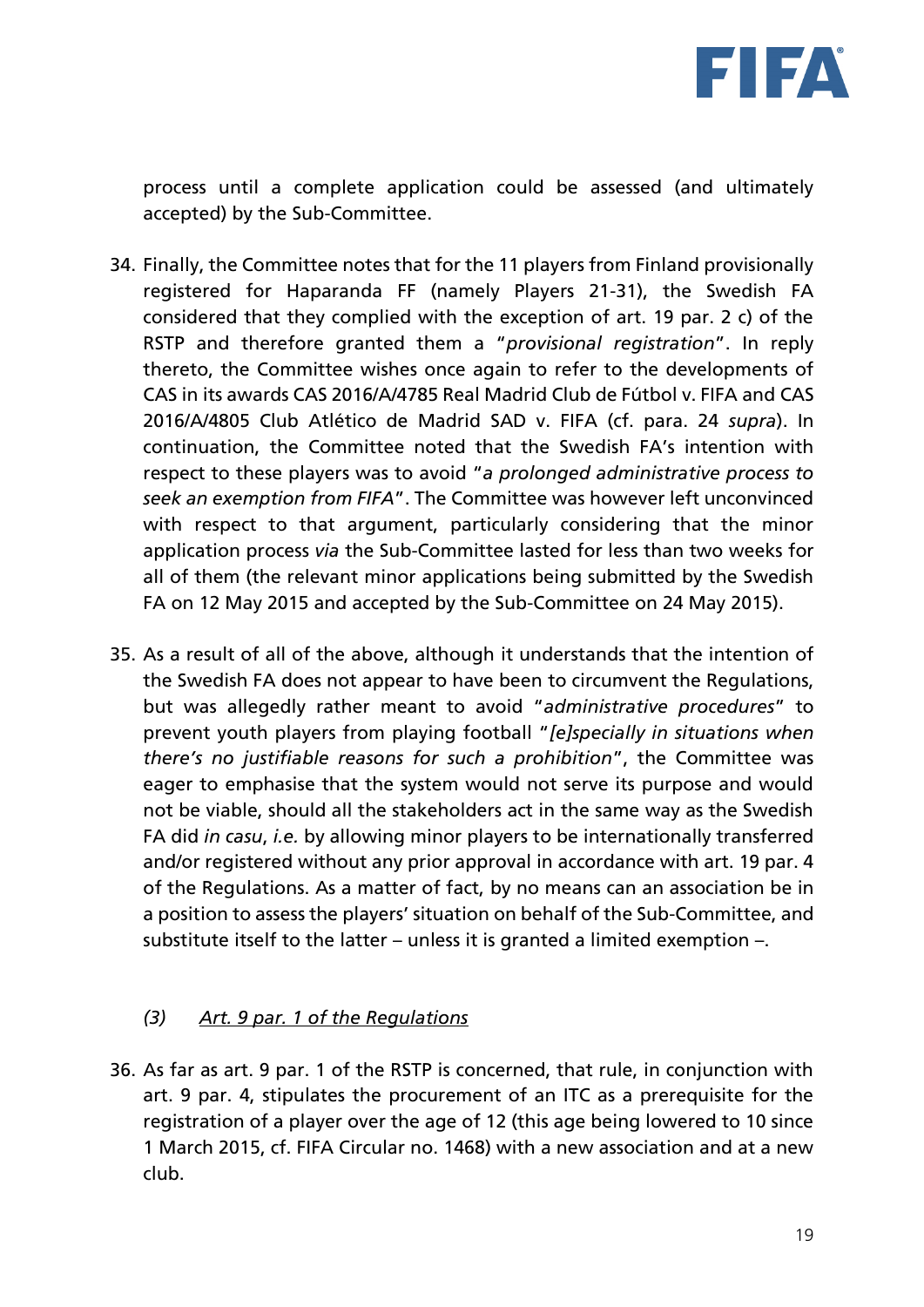process until a complete application could be assessed (and ultimately accepted) by the Sub-Committee.

34. Finally, the Committee notes that for the 11 players from Finland provisionally registered for Haparanda FF (namely Players 21-31), the Swedish FA considered that they complied with the exception of art. 19 par. 2 c) of the RSTP and therefore granted them a "*provisional registration*". In reply thereto, the Committee wishes once again to refer to the developments of CAS in its awards CAS 2016/A/4785 Real Madrid Club de Fútbol v. FIFA and CAS 2016/A/4805 Club Atlético de Madrid SAD v. FIFA (cf. para. 24 *supra*). In continuation, the Committee noted that the Swedish FA's intention with respect to these players was to avoid "*a prolonged administrative process to seek an exemption from FIFA*". The Committee was however left unconvinced with respect to that argument, particularly considering that the minor application process *via* the Sub-Committee lasted for less than two weeks for all of them (the relevant minor applications being submitted by the Swedish FA on 12 May 2015 and accepted by the Sub-Committee on 24 May 2015).

35. As a result of all of the above, although it understands that the intention of the Swedish FA does not appear to have been to circumvent the Regulations, but was allegedly rather meant to avoid "*administrative procedures*" to prevent youth players from playing football "*[e]specially in situations when there's no justifiable reasons for such a prohibition*", the Committee was eager to emphasise that the system would not serve its purpose and would not be viable, should all the stakeholders act in the same way as the Swedish FA did *in casu*, *i.e.* by allowing minor players to be internationally transferred and/or registered without any prior approval in accordance with art. 19 par. 4 of the Regulations. As a matter of fact, by no means can an association be in a position to assess the players' situation on behalf of the Sub-Committee, and substitute itself to the latter – unless it is granted a limited exemption –.

*(3)* *Art. 9 par. 1 of the Regulations*

36. As far as art. 9 par. 1 of the RSTP is concerned, that rule, in conjunction with art. 9 par. 4, stipulates the procurement of an ITC as a prerequisite for the registration of a player over the age of 12 (this age being lowered to 10 since 1 March 2015, cf. FIFA Circular no. 1468) with a new association and at a new club.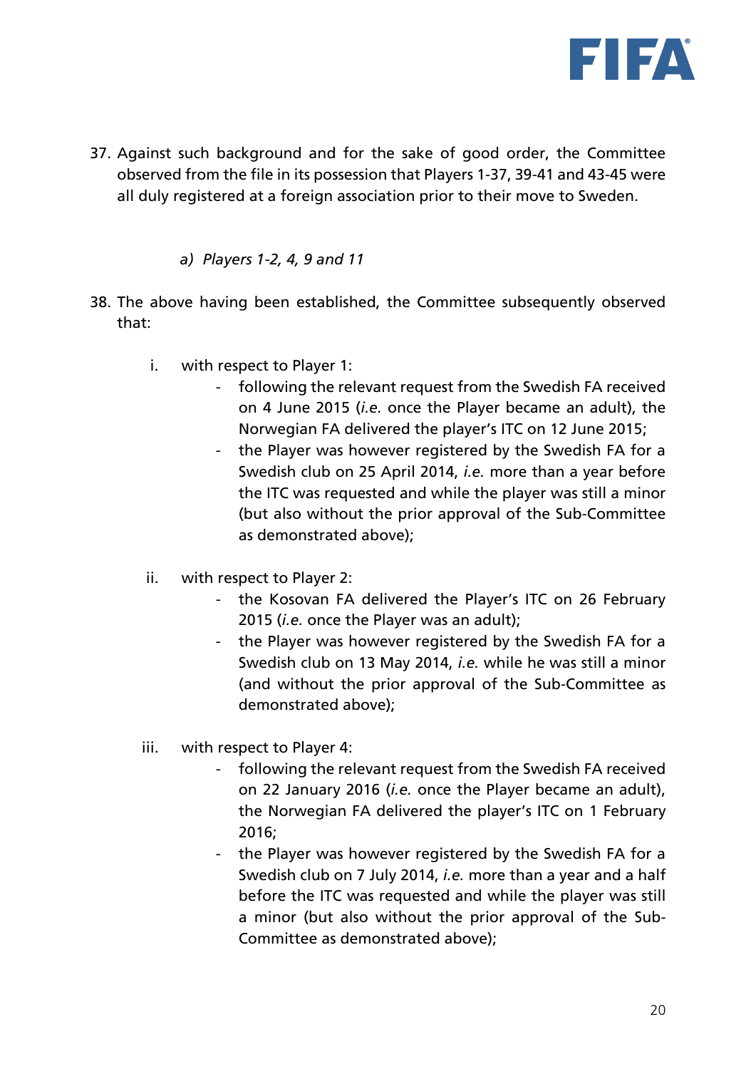37. Against such background and for the sake of good order, the Committee observed from the file in its possession that Players 1-37, 39-41 and 43-45 were all duly registered at a foreign association prior to their move to Sweden.

*a) Players 1-2, 4, 9 and 11*

38. The above having been established, the Committee subsequently observed that:

    i. with respect to Player 1:
        - following the relevant request from the Swedish FA received on 4 June 2015 (*i.e.* once the Player became an adult), the Norwegian FA delivered the player's ITC on 12 June 2015;
        - the Player was however registered by the Swedish FA for a Swedish club on 25 April 2014, *i.e.* more than a year before the ITC was requested and while the player was still a minor (but also without the prior approval of the Sub-Committee as demonstrated above);

    ii. with respect to Player 2:
        - the Kosovan FA delivered the Player's ITC on 26 February 2015 (*i.e.* once the Player was an adult);
        - the Player was however registered by the Swedish FA for a Swedish club on 13 May 2014, *i.e.* while he was still a minor (and without the prior approval of the Sub-Committee as demonstrated above);

    iii. with respect to Player 4:
        - following the relevant request from the Swedish FA received on 22 January 2016 (*i.e.* once the Player became an adult), the Norwegian FA delivered the player's ITC on 1 February 2016;
        - the Player was however registered by the Swedish FA for a Swedish club on 7 July 2014, *i.e.* more than a year and a half before the ITC was requested and while the player was still a minor (but also without the prior approval of the Sub-Committee as demonstrated above);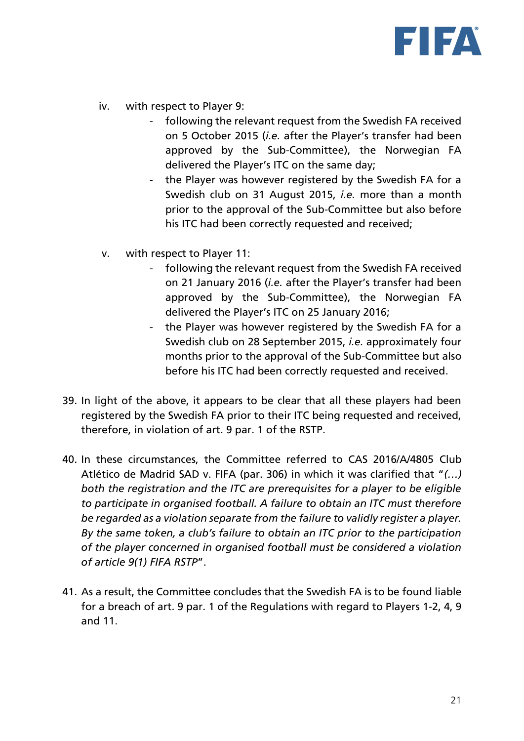iv. with respect to Player 9:
   - following the relevant request from the Swedish FA received on 5 October 2015 (*i.e.* after the Player's transfer had been approved by the Sub-Committee), the Norwegian FA delivered the Player's ITC on the same day;
   - the Player was however registered by the Swedish FA for a Swedish club on 31 August 2015, *i.e.* more than a month prior to the approval of the Sub-Committee but also before his ITC had been correctly requested and received;

v. with respect to Player 11:
   - following the relevant request from the Swedish FA received on 21 January 2016 (*i.e.* after the Player's transfer had been approved by the Sub-Committee), the Norwegian FA delivered the Player's ITC on 25 January 2016;
   - the Player was however registered by the Swedish FA for a Swedish club on 28 September 2015, *i.e.* approximately four months prior to the approval of the Sub-Committee but also before his ITC had been correctly requested and received.

39. In light of the above, it appears to be clear that all these players had been registered by the Swedish FA prior to their ITC being requested and received, therefore, in violation of art. 9 par. 1 of the RSTP.

40. In these circumstances, the Committee referred to CAS 2016/A/4805 Club Atlético de Madrid SAD v. FIFA (par. 306) in which it was clarified that "*(…) both the registration and the ITC are prerequisites for a player to be eligible to participate in organised football. A failure to obtain an ITC must therefore be regarded as a violation separate from the failure to validly register a player. By the same token, a club's failure to obtain an ITC prior to the participation of the player concerned in organised football must be considered a violation of article 9(1) FIFA RSTP*".

41. As a result, the Committee concludes that the Swedish FA is to be found liable for a breach of art. 9 par. 1 of the Regulations with regard to Players 1-2, 4, 9 and 11.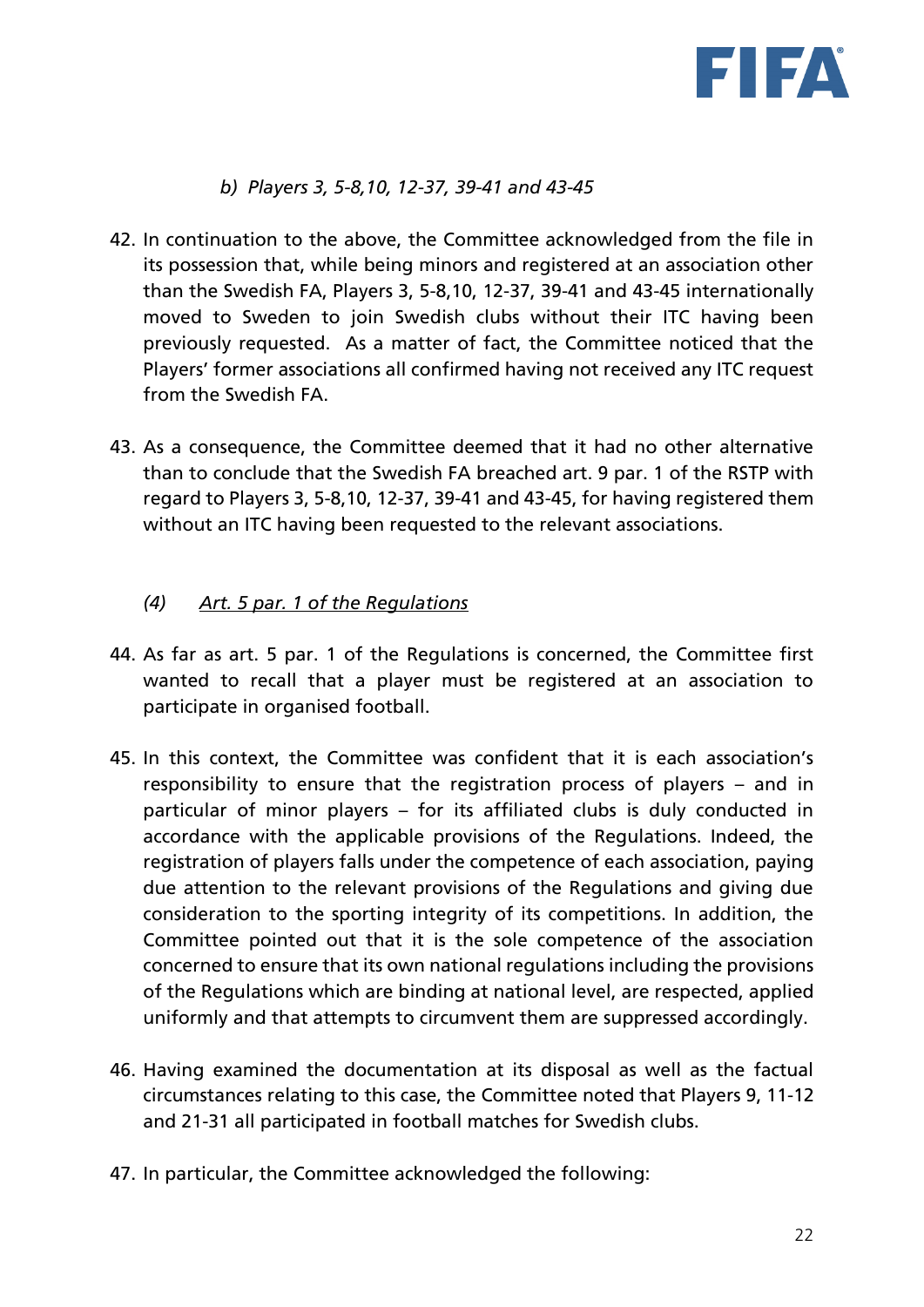*b) Players 3, 5-8,10, 12-37, 39-41 and 43-45*

42. In continuation to the above, the Committee acknowledged from the file in its possession that, while being minors and registered at an association other than the Swedish FA, Players 3, 5-8,10, 12-37, 39-41 and 43-45 internationally moved to Sweden to join Swedish clubs without their ITC having been previously requested. As a matter of fact, the Committee noticed that the Players' former associations all confirmed having not received any ITC request from the Swedish FA.

43. As a consequence, the Committee deemed that it had no other alternative than to conclude that the Swedish FA breached art. 9 par. 1 of the RSTP with regard to Players 3, 5-8,10, 12-37, 39-41 and 43-45, for having registered them without an ITC having been requested to the relevant associations.

*(4) <u>Art. 5 par. 1 of the Regulations</u>*

44. As far as art. 5 par. 1 of the Regulations is concerned, the Committee first wanted to recall that a player must be registered at an association to participate in organised football.

45. In this context, the Committee was confident that it is each association's responsibility to ensure that the registration process of players – and in particular of minor players – for its affiliated clubs is duly conducted in accordance with the applicable provisions of the Regulations. Indeed, the registration of players falls under the competence of each association, paying due attention to the relevant provisions of the Regulations and giving due consideration to the sporting integrity of its competitions. In addition, the Committee pointed out that it is the sole competence of the association concerned to ensure that its own national regulations including the provisions of the Regulations which are binding at national level, are respected, applied uniformly and that attempts to circumvent them are suppressed accordingly.

46. Having examined the documentation at its disposal as well as the factual circumstances relating to this case, the Committee noted that Players 9, 11-12 and 21-31 all participated in football matches for Swedish clubs.

47. In particular, the Committee acknowledged the following: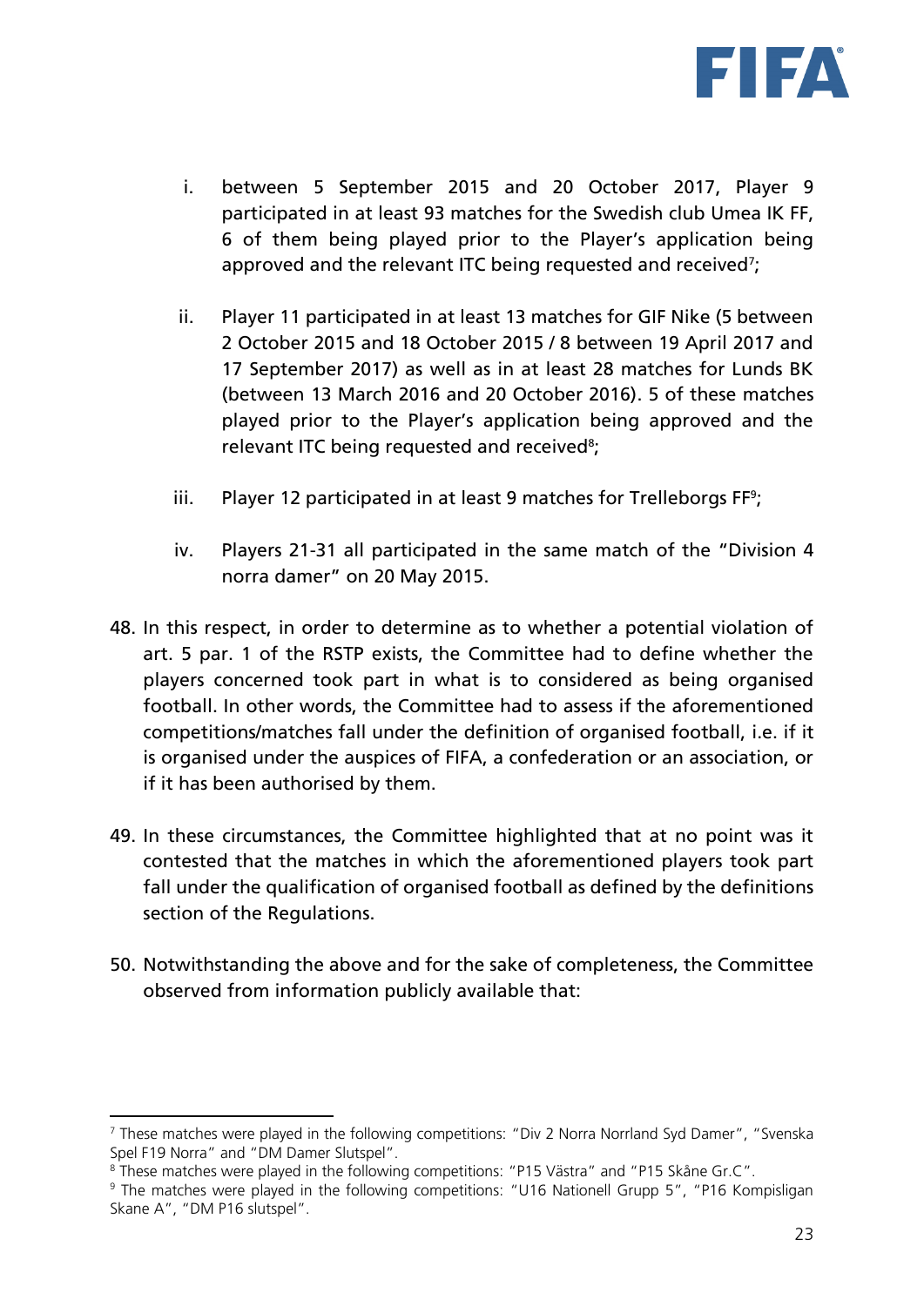i. between 5 September 2015 and 20 October 2017, Player 9 participated in at least 93 matches for the Swedish club Umea IK FF, 6 of them being played prior to the Player's application being approved and the relevant ITC being requested and received[7];

ii. Player 11 participated in at least 13 matches for GIF Nike (5 between 2 October 2015 and 18 October 2015 / 8 between 19 April 2017 and 17 September 2017) as well as in at least 28 matches for Lunds BK (between 13 March 2016 and 20 October 2016). 5 of these matches played prior to the Player's application being approved and the relevant ITC being requested and received[8];

iii. Player 12 participated in at least 9 matches for Trelleborgs FF[9];

iv. Players 21-31 all participated in the same match of the "Division 4 norra damer" on 20 May 2015.

48. In this respect, in order to determine as to whether a potential violation of art. 5 par. 1 of the RSTP exists, the Committee had to define whether the players concerned took part in what is to considered as being organised football. In other words, the Committee had to assess if the aforementioned competitions/matches fall under the definition of organised football, i.e. if it is organised under the auspices of FIFA, a confederation or an association, or if it has been authorised by them.

49. In these circumstances, the Committee highlighted that at no point was it contested that the matches in which the aforementioned players took part fall under the qualification of organised football as defined by the definitions section of the Regulations.

50. Notwithstanding the above and for the sake of completeness, the Committee observed from information publicly available that:

---

[7] These matches were played in the following competitions: "Div 2 Norra Norrland Syd Damer", "Svenska Spel F19 Norra" and "DM Damer Slutspel".

[8] These matches were played in the following competitions: "P15 Västra" and "P15 Skåne Gr.C".

[9] The matches were played in the following competitions: "U16 Nationell Grupp 5", "P16 Kompisligan Skane A", "DM P16 slutspel".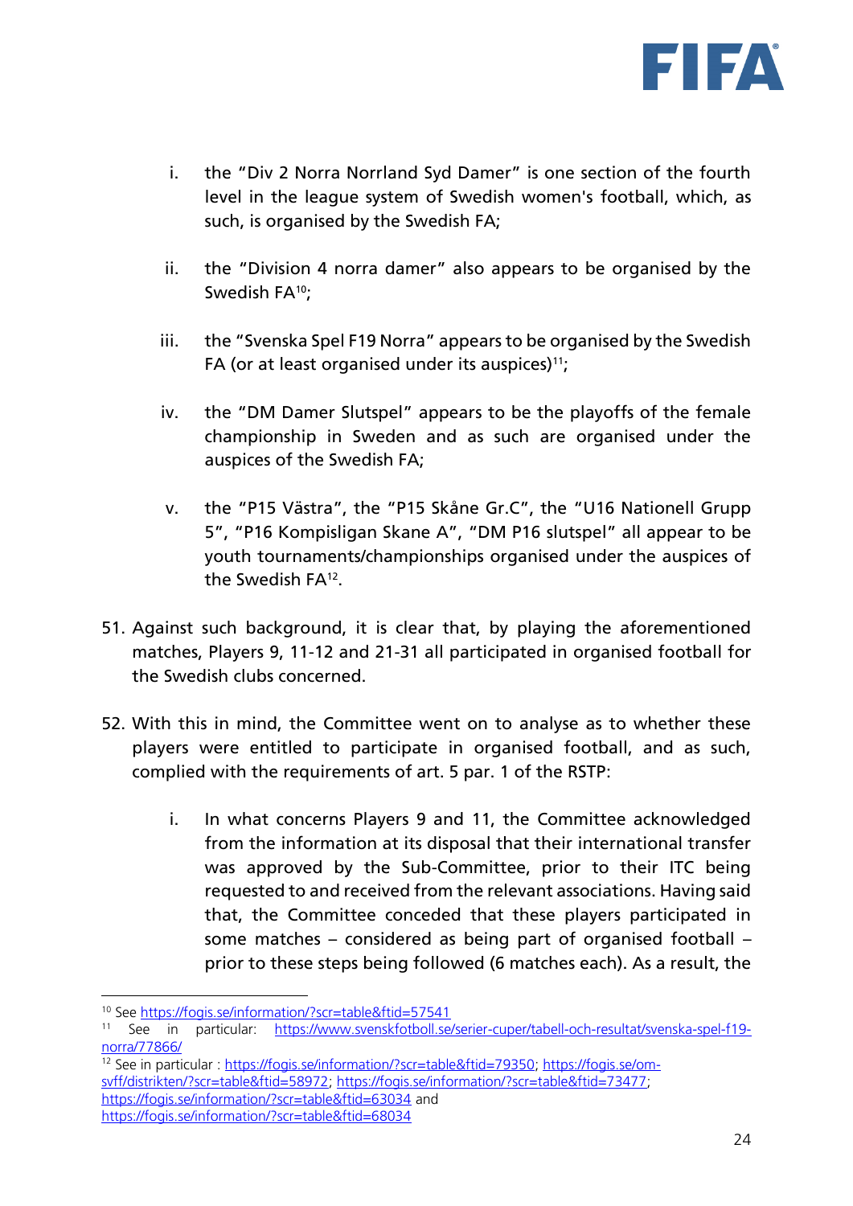i. the "Div 2 Norra Norrland Syd Damer" is one section of the fourth level in the league system of Swedish women's football, which, as such, is organised by the Swedish FA;

ii. the "Division 4 norra damer" also appears to be organised by the Swedish FA[10];

iii. the "Svenska Spel F19 Norra" appears to be organised by the Swedish FA (or at least organised under its auspices)[11];

iv. the "DM Damer Slutspel" appears to be the playoffs of the female championship in Sweden and as such are organised under the auspices of the Swedish FA;

v. the "P15 Västra", the "P15 Skåne Gr.C", the "U16 Nationell Grupp 5", "P16 Kompisligan Skane A", "DM P16 slutspel" all appear to be youth tournaments/championships organised under the auspices of the Swedish FA[12].

51. Against such background, it is clear that, by playing the aforementioned matches, Players 9, 11-12 and 21-31 all participated in organised football for the Swedish clubs concerned.

52. With this in mind, the Committee went on to analyse as to whether these players were entitled to participate in organised football, and as such, complied with the requirements of art. 5 par. 1 of the RSTP:

   i. In what concerns Players 9 and 11, the Committee acknowledged from the information at its disposal that their international transfer was approved by the Sub-Committee, prior to their ITC being requested to and received from the relevant associations. Having said that, the Committee conceded that these players participated in some matches – considered as being part of organised football – prior to these steps being followed (6 matches each). As a result, the

---

[10] See https://fogis.se/information/?scr=table&ftid=57541

[11] See in particular: https://www.svenskfotboll.se/serier-cuper/tabell-och-resultat/svenska-spel-f19-norra/77866/

[12] See in particular : https://fogis.se/information/?scr=table&ftid=79350; https://fogis.se/om-svff/distrikten/?scr=table&ftid=58972; https://fogis.se/information/?scr=table&ftid=73477; https://fogis.se/information/?scr=table&ftid=63034 and https://fogis.se/information/?scr=table&ftid=68034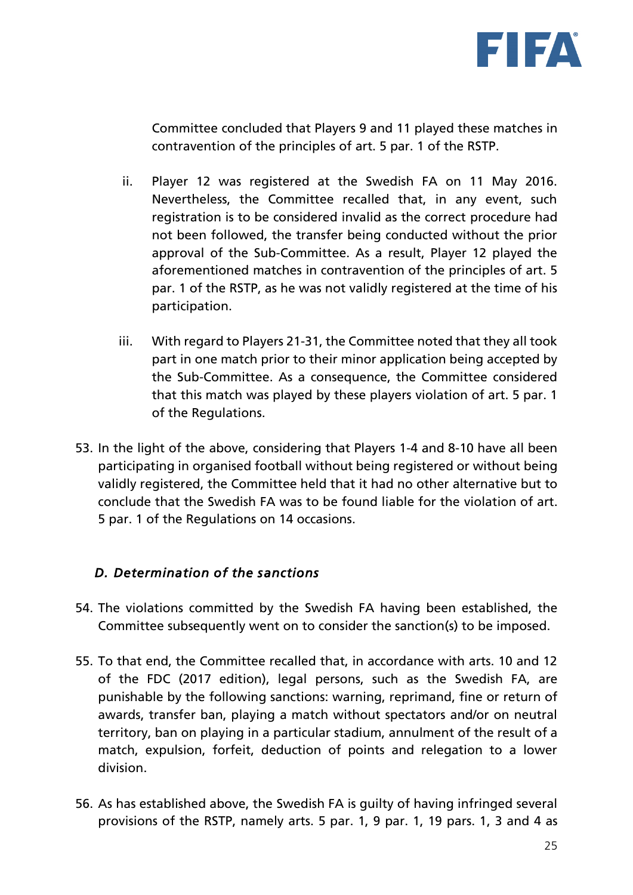Committee concluded that Players 9 and 11 played these matches in contravention of the principles of art. 5 par. 1 of the RSTP.

ii. Player 12 was registered at the Swedish FA on 11 May 2016. Nevertheless, the Committee recalled that, in any event, such registration is to be considered invalid as the correct procedure had not been followed, the transfer being conducted without the prior approval of the Sub-Committee. As a result, Player 12 played the aforementioned matches in contravention of the principles of art. 5 par. 1 of the RSTP, as he was not validly registered at the time of his participation.

iii. With regard to Players 21-31, the Committee noted that they all took part in one match prior to their minor application being accepted by the Sub-Committee. As a consequence, the Committee considered that this match was played by these players violation of art. 5 par. 1 of the Regulations.

53. In the light of the above, considering that Players 1-4 and 8-10 have all been participating in organised football without being registered or without being validly registered, the Committee held that it had no other alternative but to conclude that the Swedish FA was to be found liable for the violation of art. 5 par. 1 of the Regulations on 14 occasions.

### *D. Determination of the sanctions*

54. The violations committed by the Swedish FA having been established, the Committee subsequently went on to consider the sanction(s) to be imposed.

55. To that end, the Committee recalled that, in accordance with arts. 10 and 12 of the FDC (2017 edition), legal persons, such as the Swedish FA, are punishable by the following sanctions: warning, reprimand, fine or return of awards, transfer ban, playing a match without spectators and/or on neutral territory, ban on playing in a particular stadium, annulment of the result of a match, expulsion, forfeit, deduction of points and relegation to a lower division.

56. As has established above, the Swedish FA is guilty of having infringed several provisions of the RSTP, namely arts. 5 par. 1, 9 par. 1, 19 pars. 1, 3 and 4 as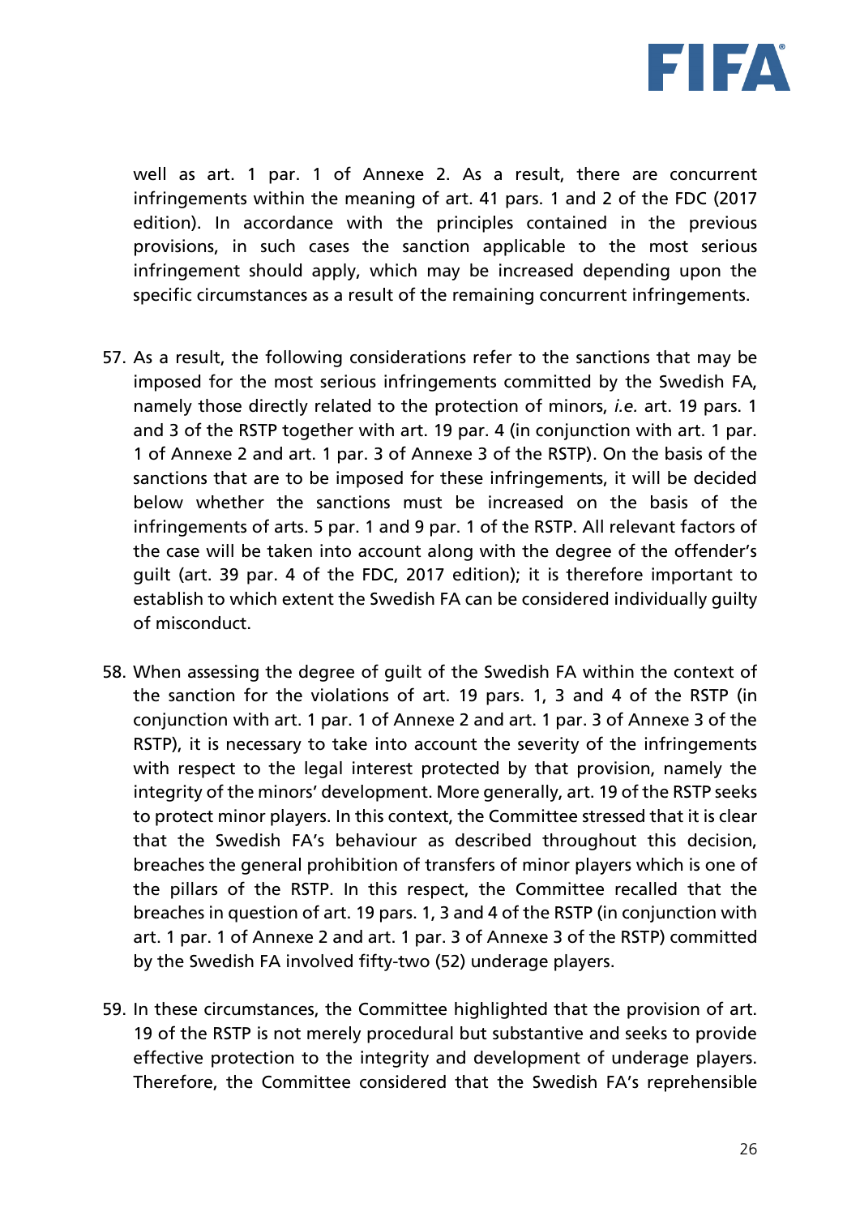well as art. 1 par. 1 of Annexe 2. As a result, there are concurrent infringements within the meaning of art. 41 pars. 1 and 2 of the FDC (2017 edition). In accordance with the principles contained in the previous provisions, in such cases the sanction applicable to the most serious infringement should apply, which may be increased depending upon the specific circumstances as a result of the remaining concurrent infringements.

57. As a result, the following considerations refer to the sanctions that may be imposed for the most serious infringements committed by the Swedish FA, namely those directly related to the protection of minors, *i.e.* art. 19 pars. 1 and 3 of the RSTP together with art. 19 par. 4 (in conjunction with art. 1 par. 1 of Annexe 2 and art. 1 par. 3 of Annexe 3 of the RSTP). On the basis of the sanctions that are to be imposed for these infringements, it will be decided below whether the sanctions must be increased on the basis of the infringements of arts. 5 par. 1 and 9 par. 1 of the RSTP. All relevant factors of the case will be taken into account along with the degree of the offender's guilt (art. 39 par. 4 of the FDC, 2017 edition); it is therefore important to establish to which extent the Swedish FA can be considered individually guilty of misconduct.

58. When assessing the degree of guilt of the Swedish FA within the context of the sanction for the violations of art. 19 pars. 1, 3 and 4 of the RSTP (in conjunction with art. 1 par. 1 of Annexe 2 and art. 1 par. 3 of Annexe 3 of the RSTP), it is necessary to take into account the severity of the infringements with respect to the legal interest protected by that provision, namely the integrity of the minors' development. More generally, art. 19 of the RSTP seeks to protect minor players. In this context, the Committee stressed that it is clear that the Swedish FA's behaviour as described throughout this decision, breaches the general prohibition of transfers of minor players which is one of the pillars of the RSTP. In this respect, the Committee recalled that the breaches in question of art. 19 pars. 1, 3 and 4 of the RSTP (in conjunction with art. 1 par. 1 of Annexe 2 and art. 1 par. 3 of Annexe 3 of the RSTP) committed by the Swedish FA involved fifty-two (52) underage players.

59. In these circumstances, the Committee highlighted that the provision of art. 19 of the RSTP is not merely procedural but substantive and seeks to provide effective protection to the integrity and development of underage players. Therefore, the Committee considered that the Swedish FA's reprehensible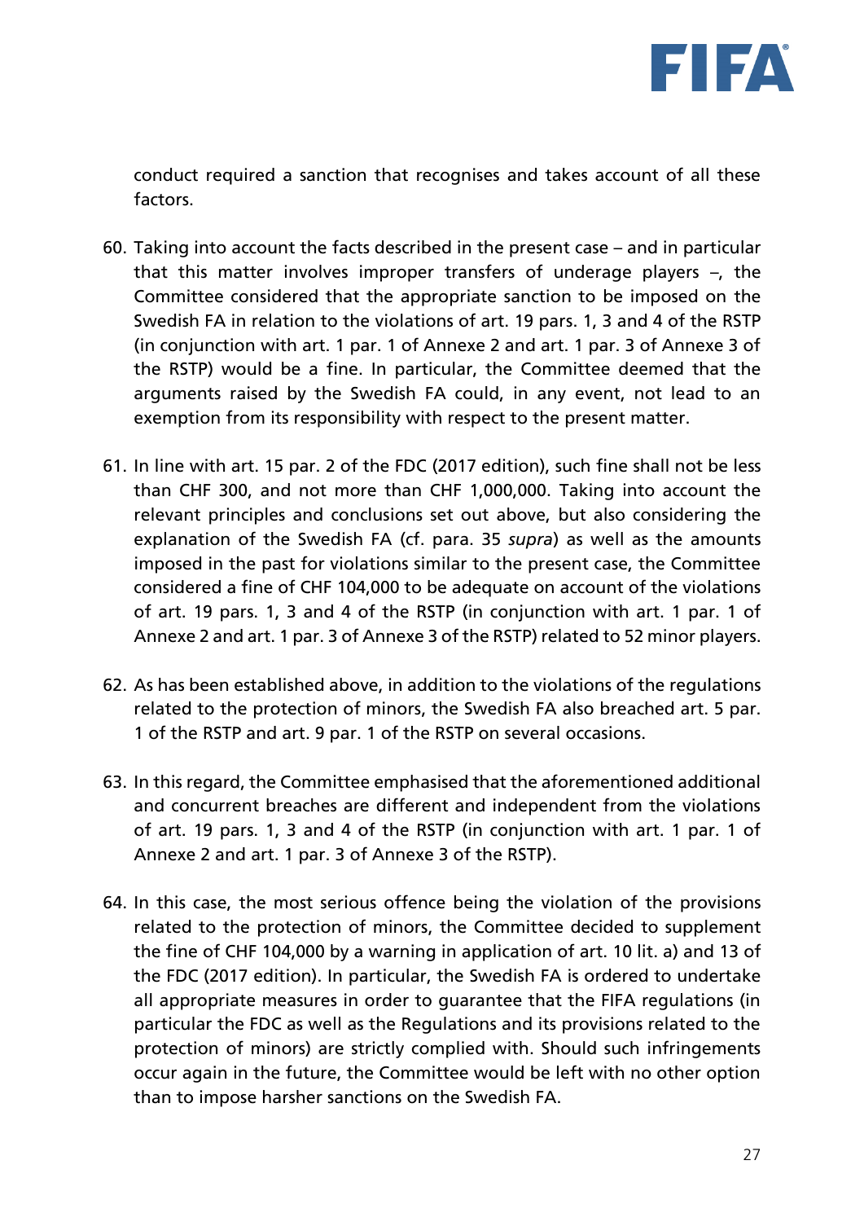conduct required a sanction that recognises and takes account of all these factors.

60. Taking into account the facts described in the present case – and in particular that this matter involves improper transfers of underage players –, the Committee considered that the appropriate sanction to be imposed on the Swedish FA in relation to the violations of art. 19 pars. 1, 3 and 4 of the RSTP (in conjunction with art. 1 par. 1 of Annexe 2 and art. 1 par. 3 of Annexe 3 of the RSTP) would be a fine. In particular, the Committee deemed that the arguments raised by the Swedish FA could, in any event, not lead to an exemption from its responsibility with respect to the present matter.

61. In line with art. 15 par. 2 of the FDC (2017 edition), such fine shall not be less than CHF 300, and not more than CHF 1,000,000. Taking into account the relevant principles and conclusions set out above, but also considering the explanation of the Swedish FA (cf. para. 35 *supra*) as well as the amounts imposed in the past for violations similar to the present case, the Committee considered a fine of CHF 104,000 to be adequate on account of the violations of art. 19 pars. 1, 3 and 4 of the RSTP (in conjunction with art. 1 par. 1 of Annexe 2 and art. 1 par. 3 of Annexe 3 of the RSTP) related to 52 minor players.

62. As has been established above, in addition to the violations of the regulations related to the protection of minors, the Swedish FA also breached art. 5 par. 1 of the RSTP and art. 9 par. 1 of the RSTP on several occasions.

63. In this regard, the Committee emphasised that the aforementioned additional and concurrent breaches are different and independent from the violations of art. 19 pars. 1, 3 and 4 of the RSTP (in conjunction with art. 1 par. 1 of Annexe 2 and art. 1 par. 3 of Annexe 3 of the RSTP).

64. In this case, the most serious offence being the violation of the provisions related to the protection of minors, the Committee decided to supplement the fine of CHF 104,000 by a warning in application of art. 10 lit. a) and 13 of the FDC (2017 edition). In particular, the Swedish FA is ordered to undertake all appropriate measures in order to guarantee that the FIFA regulations (in particular the FDC as well as the Regulations and its provisions related to the protection of minors) are strictly complied with. Should such infringements occur again in the future, the Committee would be left with no other option than to impose harsher sanctions on the Swedish FA.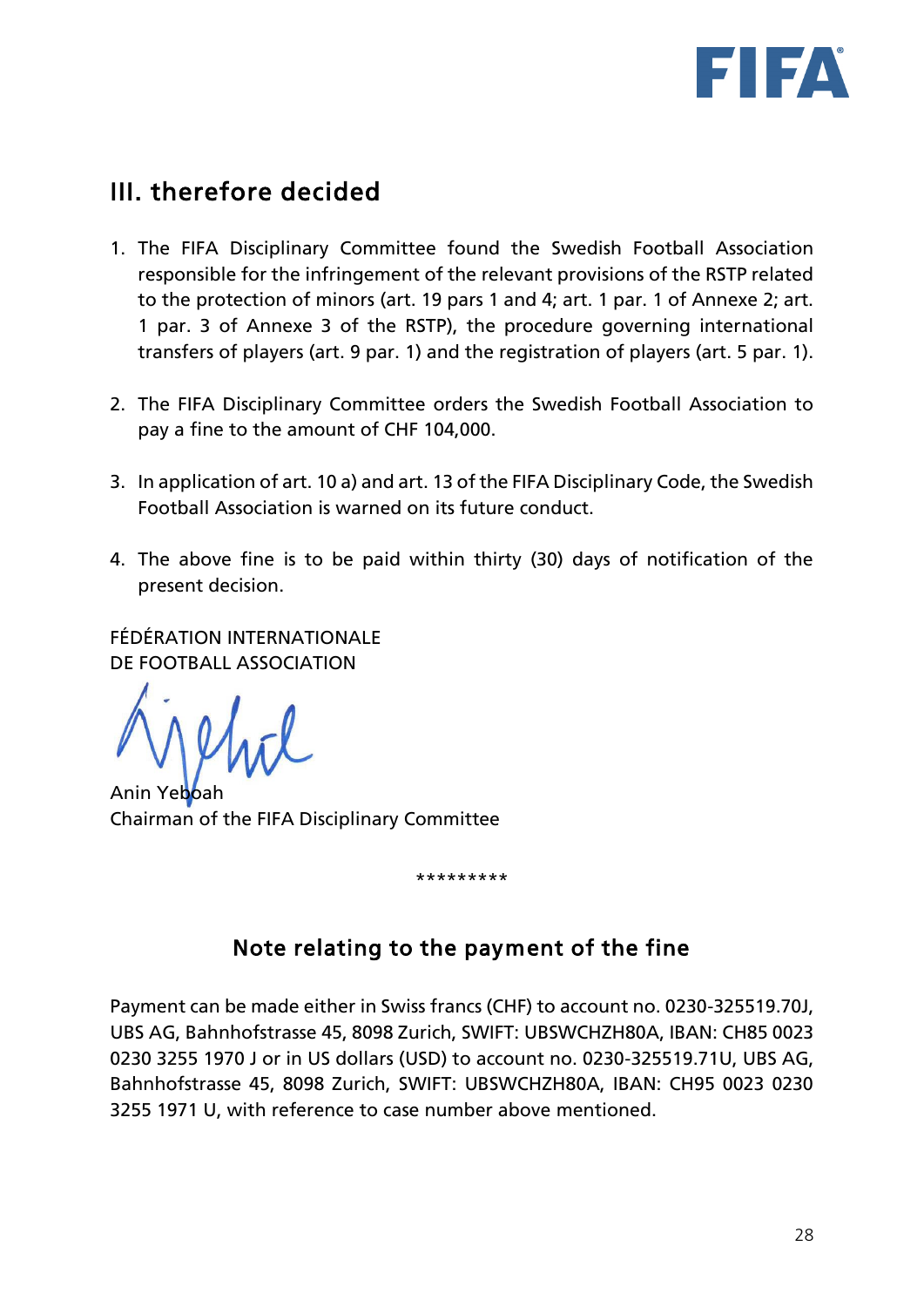## III. therefore decided

1. The FIFA Disciplinary Committee found the Swedish Football Association responsible for the infringement of the relevant provisions of the RSTP related to the protection of minors (art. 19 pars 1 and 4; art. 1 par. 1 of Annexe 2; art. 1 par. 3 of Annexe 3 of the RSTP), the procedure governing international transfers of players (art. 9 par. 1) and the registration of players (art. 5 par. 1).

2. The FIFA Disciplinary Committee orders the Swedish Football Association to pay a fine to the amount of CHF 104,000.

3. In application of art. 10 a) and art. 13 of the FIFA Disciplinary Code, the Swedish Football Association is warned on its future conduct.

4. The above fine is to be paid within thirty (30) days of notification of the present decision.

FÉDÉRATION INTERNATIONALE
DE FOOTBALL ASSOCIATION

Anin Yeboah
Chairman of the FIFA Disciplinary Committee

*********

### Note relating to the payment of the fine

Payment can be made either in Swiss francs (CHF) to account no. 0230-325519.70J, UBS AG, Bahnhofstrasse 45, 8098 Zurich, SWIFT: UBSWCHZH80A, IBAN: CH85 0023 0230 3255 1970 J or in US dollars (USD) to account no. 0230-325519.71U, UBS AG, Bahnhofstrasse 45, 8098 Zurich, SWIFT: UBSWCHZH80A, IBAN: CH95 0023 0230 3255 1971 U, with reference to case number above mentioned.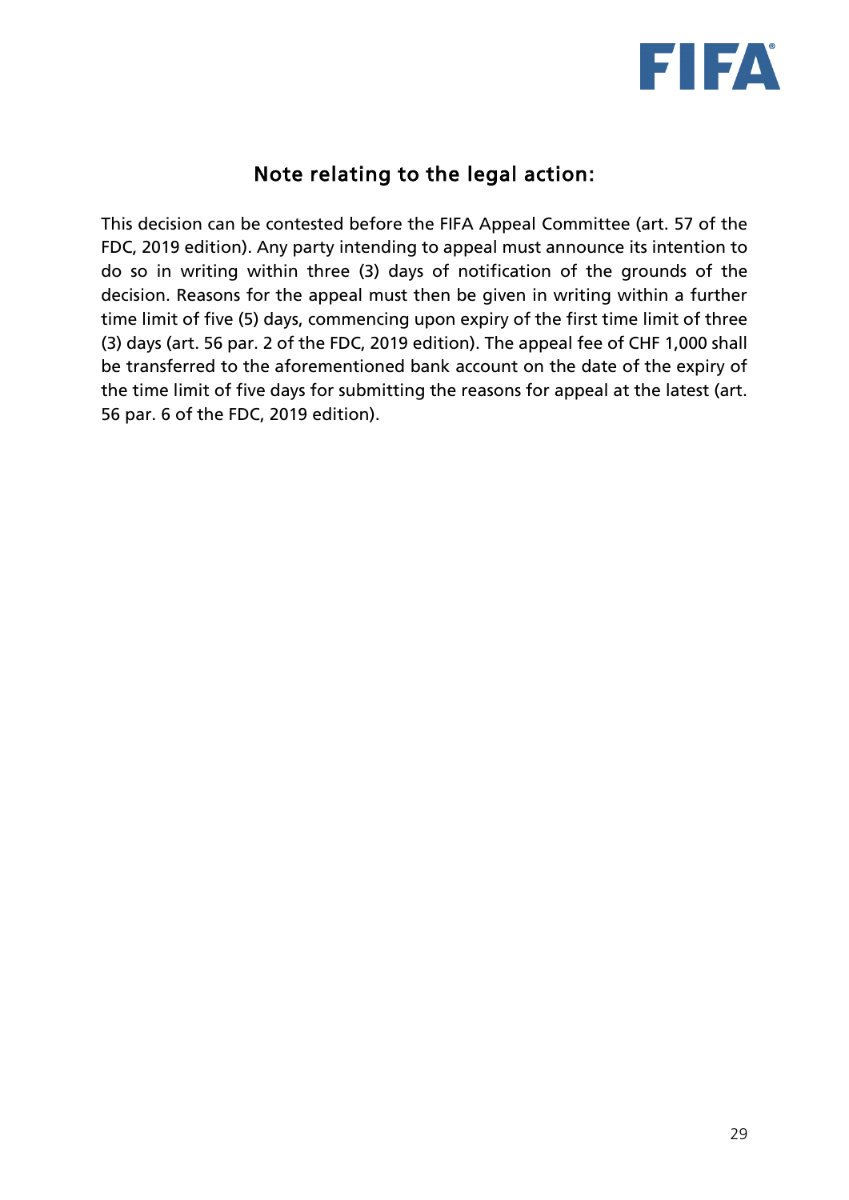## Note relating to the legal action:

This decision can be contested before the FIFA Appeal Committee (art. 57 of the FDC, 2019 edition). Any party intending to appeal must announce its intention to do so in writing within three (3) days of notification of the grounds of the decision. Reasons for the appeal must then be given in writing within a further time limit of five (5) days, commencing upon expiry of the first time limit of three (3) days (art. 56 par. 2 of the FDC, 2019 edition). The appeal fee of CHF 1,000 shall be transferred to the aforementioned bank account on the date of the expiry of the time limit of five days for submitting the reasons for appeal at the latest (art. 56 par. 6 of the FDC, 2019 edition).